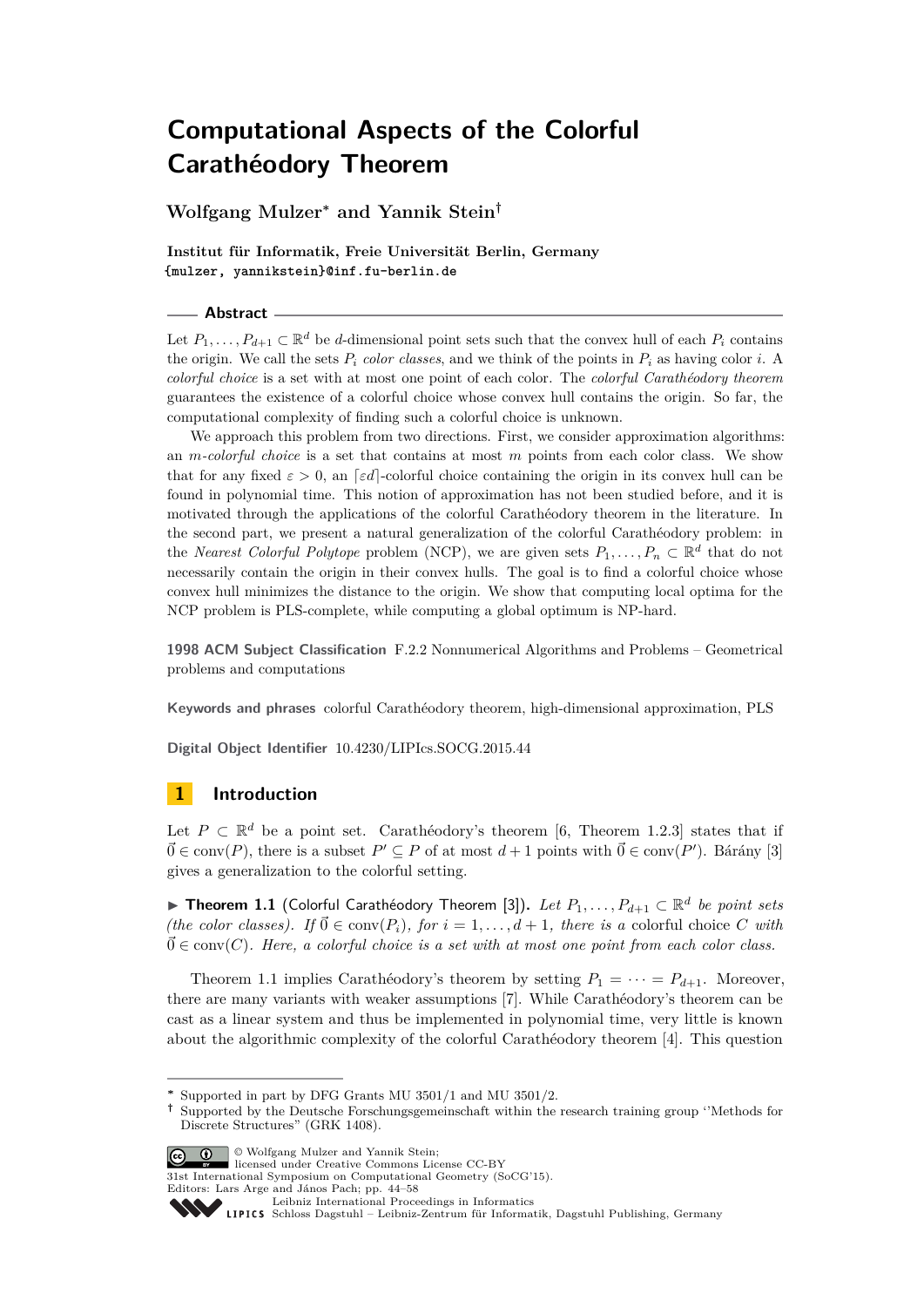# Computational Aspects of the Colorful Carathéodory Theorem

**Wolfgang Mulzer*** **and Yannik Stein**†

**Institut für Informatik, Freie Universität Berlin, Germany**
**{mulzer, yannikstein}@inf.fu-berlin.de**

## Abstract

Let $P_1, \dots, P_{d+1} \subset \mathbb{R}^d$ be $d$-dimensional point sets such that the convex hull of each $P_i$ contains the origin. We call the sets $P_i$ *color classes*, and we think of the points in $P_i$ as having color $i$. A *colorful choice* is a set with at most one point of each color. The *colorful Carathéodory theorem* guarantees the existence of a colorful choice whose convex hull contains the origin. So far, the computational complexity of finding such a colorful choice is unknown.

We approach this problem from two directions. First, we consider approximation algorithms: an *m-colorful choice* is a set that contains at most $m$ points from each color class. We show that for any fixed $\varepsilon > 0$, an $\lceil \varepsilon d \rceil$-colorful choice containing the origin in its convex hull can be found in polynomial time. This notion of approximation has not been studied before, and it is motivated through the applications of the colorful Carathéodory theorem in the literature. In the second part, we present a natural generalization of the colorful Carathéodory problem: in the *Nearest Colorful Polytope* problem (NCP), we are given sets $P_1, \dots, P_n \subset \mathbb{R}^d$ that do not necessarily contain the origin in their convex hulls. The goal is to find a colorful choice whose convex hull minimizes the distance to the origin. We show that computing local optima for the NCP problem is PLS-complete, while computing a global optimum is NP-hard.

**1998 ACM Subject Classification** F.2.2 Nonnumerical Algorithms and Problems – Geometrical problems and computations

**Keywords and phrases** colorful Carathéodory theorem, high-dimensional approximation, PLS

**Digital Object Identifier** 10.4230/LIPIcs.SOCG.2015.44

## 1 Introduction

Let $P \subset \mathbb{R}^d$ be a point set. Carathéodory's theorem [6, Theorem 1.2.3] states that if $\vec{0} \in \operatorname{conv}(P)$, there is a subset $P' \subseteq P$ of at most $d+1$ points with $\vec{0} \in \operatorname{conv}(P')$. Bárány [3] gives a generalization to the colorful setting.

▶ **Theorem 1.1** (Colorful Carathéodory Theorem [3]). *Let $P_1, \dots, P_{d+1} \subset \mathbb{R}^d$ be point sets (the color classes). If $\vec{0} \in \operatorname{conv}(P_i)$, for $i = 1, \dots, d+1$, there is a* colorful choice *$C$ with $\vec{0} \in \operatorname{conv}(C)$. Here, a colorful choice is a set with at most one point from each color class.*

Theorem 1.1 implies Carathéodory's theorem by setting $P_1 = \cdots = P_{d+1}$. Moreover, there are many variants with weaker assumptions [7]. While Carathéodory's theorem can be cast as a linear system and thus be implemented in polynomial time, very little is known about the algorithmic complexity of the colorful Carathéodory theorem [4]. This question

---

\* Supported in part by DFG Grants MU 3501/1 and MU 3501/2.

† Supported by the Deutsche Forschungsgemeinschaft within the research training group "Methods for Discrete Structures" (GRK 1408).

© Wolfgang Mulzer and Yannik Stein; licensed under Creative Commons License CC-BY
31st International Symposium on Computational Geometry (SoCG'15).
Editors: Lars Arge and János Pach; pp. 44–58
Leibniz International Proceedings in Informatics
Schloss Dagstuhl – Leibniz-Zentrum für Informatik, Dagstuhl Publishing, Germany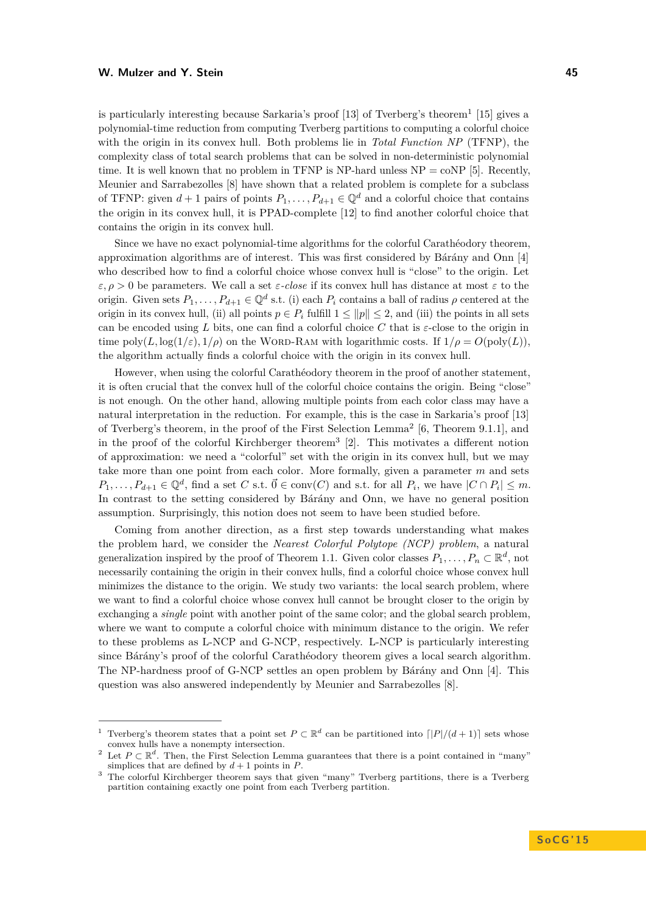is particularly interesting because Sarkaria's proof [13] of Tverberg's theorem[1] [15] gives a polynomial-time reduction from computing Tverberg partitions to computing a colorful choice with the origin in its convex hull. Both problems lie in *Total Function NP* (TFNP), the complexity class of total search problems that can be solved in non-deterministic polynomial time. It is well known that no problem in TFNP is NP-hard unless NP = coNP [5]. Recently, Meunier and Sarrabezolles [8] have shown that a related problem is complete for a subclass of TFNP: given $d+1$ pairs of points $P_1, \dots, P_{d+1} \in \mathbb{Q}^d$ and a colorful choice that contains the origin in its convex hull, it is PPAD-complete [12] to find another colorful choice that contains the origin in its convex hull.

Since we have no exact polynomial-time algorithms for the colorful Carathéodory theorem, approximation algorithms are of interest. This was first considered by Bárány and Onn [4] who described how to find a colorful choice whose convex hull is "close" to the origin. Let $\varepsilon, \rho > 0$ be parameters. We call a set $\varepsilon$-*close* if its convex hull has distance at most $\varepsilon$ to the origin. Given sets $P_1, \dots, P_{d+1} \in \mathbb{Q}^d$ s.t. (i) each $P_i$ contains a ball of radius $\rho$ centered at the origin in its convex hull, (ii) all points $p \in P_i$ fulfill $1 \leq \|p\| \leq 2$, and (iii) the points in all sets can be encoded using $L$ bits, one can find a colorful choice $C$ that is $\varepsilon$-close to the origin in time $\text{poly}(L, \log(1/\varepsilon), 1/\rho)$ on the Word-Ram with logarithmic costs. If $1/\rho = O(\text{poly}(L))$, the algorithm actually finds a colorful choice with the origin in its convex hull.

However, when using the colorful Carathéodory theorem in the proof of another statement, it is often crucial that the convex hull of the colorful choice contains the origin. Being "close" is not enough. On the other hand, allowing multiple points from each color class may have a natural interpretation in the reduction. For example, this is the case in Sarkaria's proof [13] of Tverberg's theorem, in the proof of the First Selection Lemma[2] [6, Theorem 9.1.1], and in the proof of the colorful Kirchberger theorem[3] [2]. This motivates a different notion of approximation: we need a "colorful" set with the origin in its convex hull, but we may take more than one point from each color. More formally, given a parameter $m$ and sets $P_1, \dots, P_{d+1} \in \mathbb{Q}^d$, find a set $C$ s.t. $\vec{0} \in \text{conv}(C)$ and s.t. for all $P_i$, we have $|C \cap P_i| \leq m$. In contrast to the setting considered by Bárány and Onn, we have no general position assumption. Surprisingly, this notion does not seem to have been studied before.

Coming from another direction, as a first step towards understanding what makes the problem hard, we consider the *Nearest Colorful Polytope (NCP) problem*, a natural generalization inspired by the proof of Theorem 1.1. Given color classes $P_1, \dots, P_n \subset \mathbb{R}^d$, not necessarily containing the origin in their convex hulls, find a colorful choice whose convex hull minimizes the distance to the origin. We study two variants: the local search problem, where we want to find a colorful choice whose convex hull cannot be brought closer to the origin by exchanging a *single* point with another point of the same color; and the global search problem, where we want to compute a colorful choice with minimum distance to the origin. We refer to these problems as L-NCP and G-NCP, respectively. L-NCP is particularly interesting since Bárány's proof of the colorful Carathéodory theorem gives a local search algorithm. The NP-hardness proof of G-NCP settles an open problem by Bárány and Onn [4]. This question was also answered independently by Meunier and Sarrabezolles [8].

---

[1] Tverberg's theorem states that a point set $P \subset \mathbb{R}^d$ can be partitioned into $\lceil |P|/(d+1) \rceil$ sets whose convex hulls have a nonempty intersection.

[2] Let $P \subset \mathbb{R}^d$. Then, the First Selection Lemma guarantees that there is a point contained in "many" simplices that are defined by $d+1$ points in $P$.

[3] The colorful Kirchberger theorem says that given "many" Tverberg partitions, there is a Tverberg partition containing exactly one point from each Tverberg partition.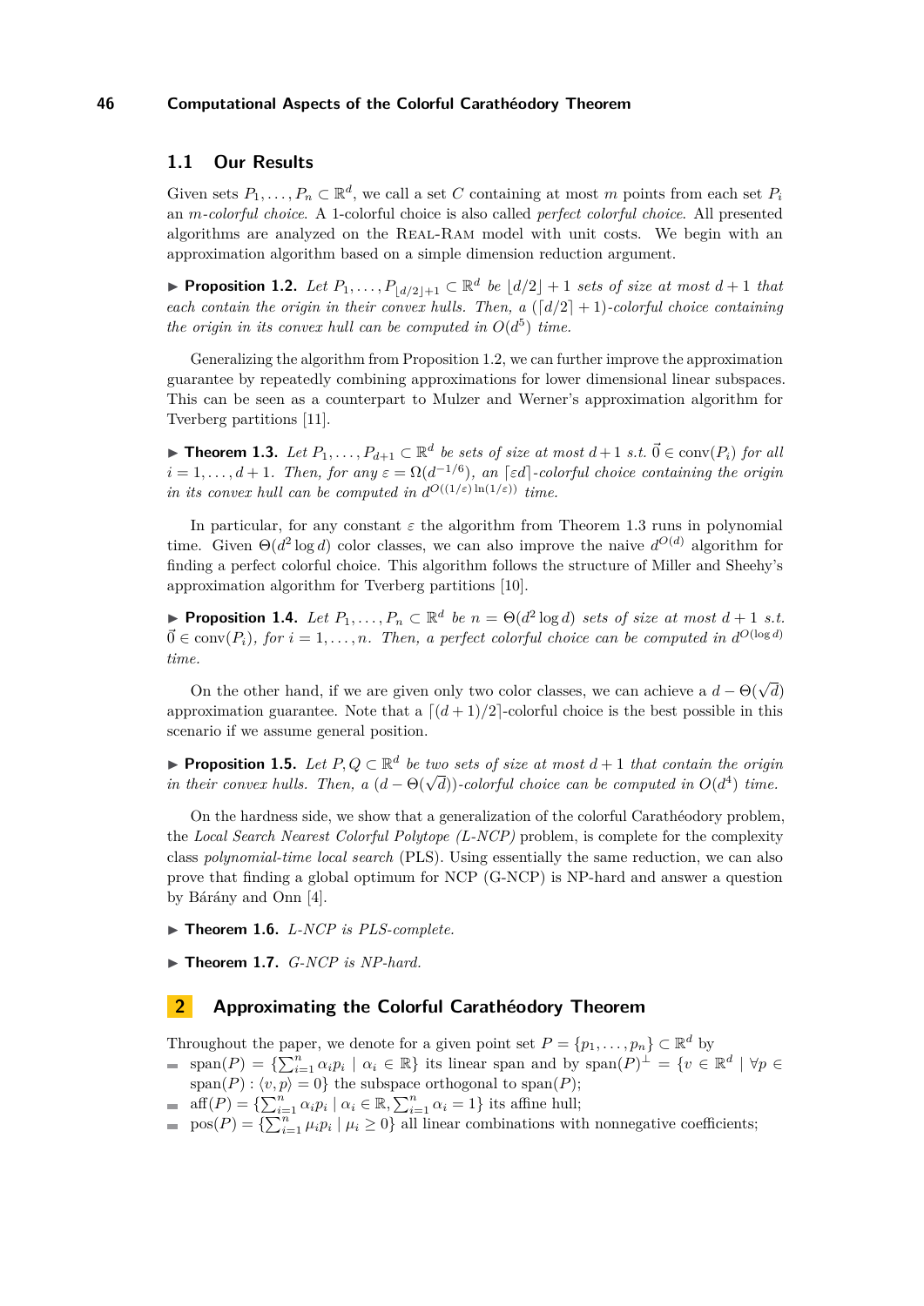## 1.1 Our Results

Given sets $P_1, \dots, P_n \subset \mathbb{R}^d$, we call a set $C$ containing at most $m$ points from each set $P_i$ an *$m$-colorful choice*. A 1-colorful choice is also called *perfect colorful choice*. All presented algorithms are analyzed on the Real-Ram model with unit costs. We begin with an approximation algorithm based on a simple dimension reduction argument.

▶ **Proposition 1.2.** *Let $P_1, \dots, P_{\lfloor d/2 \rfloor + 1} \subset \mathbb{R}^d$ be $\lfloor d/2 \rfloor + 1$ sets of size at most $d+1$ that each contain the origin in their convex hulls. Then, a $(\lceil d/2 \rceil + 1)$-colorful choice containing the origin in its convex hull can be computed in $O(d^5)$ time.*

Generalizing the algorithm from Proposition 1.2, we can further improve the approximation guarantee by repeatedly combining approximations for lower dimensional linear subspaces. This can be seen as a counterpart to Mulzer and Werner's approximation algorithm for Tverberg partitions [11].

▶ **Theorem 1.3.** *Let $P_1, \dots, P_{d+1} \subset \mathbb{R}^d$ be sets of size at most $d+1$ s.t. $\vec{0} \in \operatorname{conv}(P_i)$ for all $i = 1, \dots, d+1$. Then, for any $\varepsilon = \Omega(d^{-1/6})$, an $\lceil \varepsilon d \rceil$-colorful choice containing the origin in its convex hull can be computed in $d^{O((1/\varepsilon)\ln(1/\varepsilon))}$ time.*

In particular, for any constant $\varepsilon$ the algorithm from Theorem 1.3 runs in polynomial time. Given $\Theta(d^2 \log d)$ color classes, we can also improve the naive $d^{O(d)}$ algorithm for finding a perfect colorful choice. This algorithm follows the structure of Miller and Sheehy's approximation algorithm for Tverberg partitions [10].

▶ **Proposition 1.4.** *Let $P_1, \dots, P_n \subset \mathbb{R}^d$ be $n = \Theta(d^2 \log d)$ sets of size at most $d+1$ s.t. $\vec{0} \in \operatorname{conv}(P_i)$, for $i = 1, \dots, n$. Then, a perfect colorful choice can be computed in $d^{O(\log d)}$ time.*

On the other hand, if we are given only two color classes, we can achieve a $d - \Theta(\sqrt{d})$ approximation guarantee. Note that a $\lceil (d+1)/2 \rceil$-colorful choice is the best possible in this scenario if we assume general position.

▶ **Proposition 1.5.** *Let $P, Q \subset \mathbb{R}^d$ be two sets of size at most $d+1$ that contain the origin in their convex hulls. Then, a $(d - \Theta(\sqrt{d}))$-colorful choice can be computed in $O(d^4)$ time.*

On the hardness side, we show that a generalization of the colorful Carathéodory problem, the *Local Search Nearest Colorful Polytope (L-NCP)* problem, is complete for the complexity class *polynomial-time local search* (PLS). Using essentially the same reduction, we can also prove that finding a global optimum for NCP (G-NCP) is NP-hard and answer a question by Bárány and Onn [4].

▶ **Theorem 1.6.** *L-NCP is PLS-complete.*

▶ **Theorem 1.7.** *G-NCP is NP-hard.*

# 2 Approximating the Colorful Carathéodory Theorem

Throughout the paper, we denote for a given point set $P = \{p_1, \dots, p_n\} \subset \mathbb{R}^d$ by

- $\operatorname{span}(P) = \{\sum_{i=1}^n \alpha_i p_i \mid \alpha_i \in \mathbb{R}\}$ its linear span and by $\operatorname{span}(P)^\perp = \{v \in \mathbb{R}^d \mid \forall p \in \operatorname{span}(P) : \langle v, p \rangle = 0\}$ the subspace orthogonal to $\operatorname{span}(P)$;
- $\operatorname{aff}(P) = \{\sum_{i=1}^n \alpha_i p_i \mid \alpha_i \in \mathbb{R}, \sum_{i=1}^n \alpha_i = 1\}$ its affine hull;
- $\operatorname{pos}(P) = \{\sum_{i=1}^n \mu_i p_i \mid \mu_i \geq 0\}$ all linear combinations with nonnegative coefficients;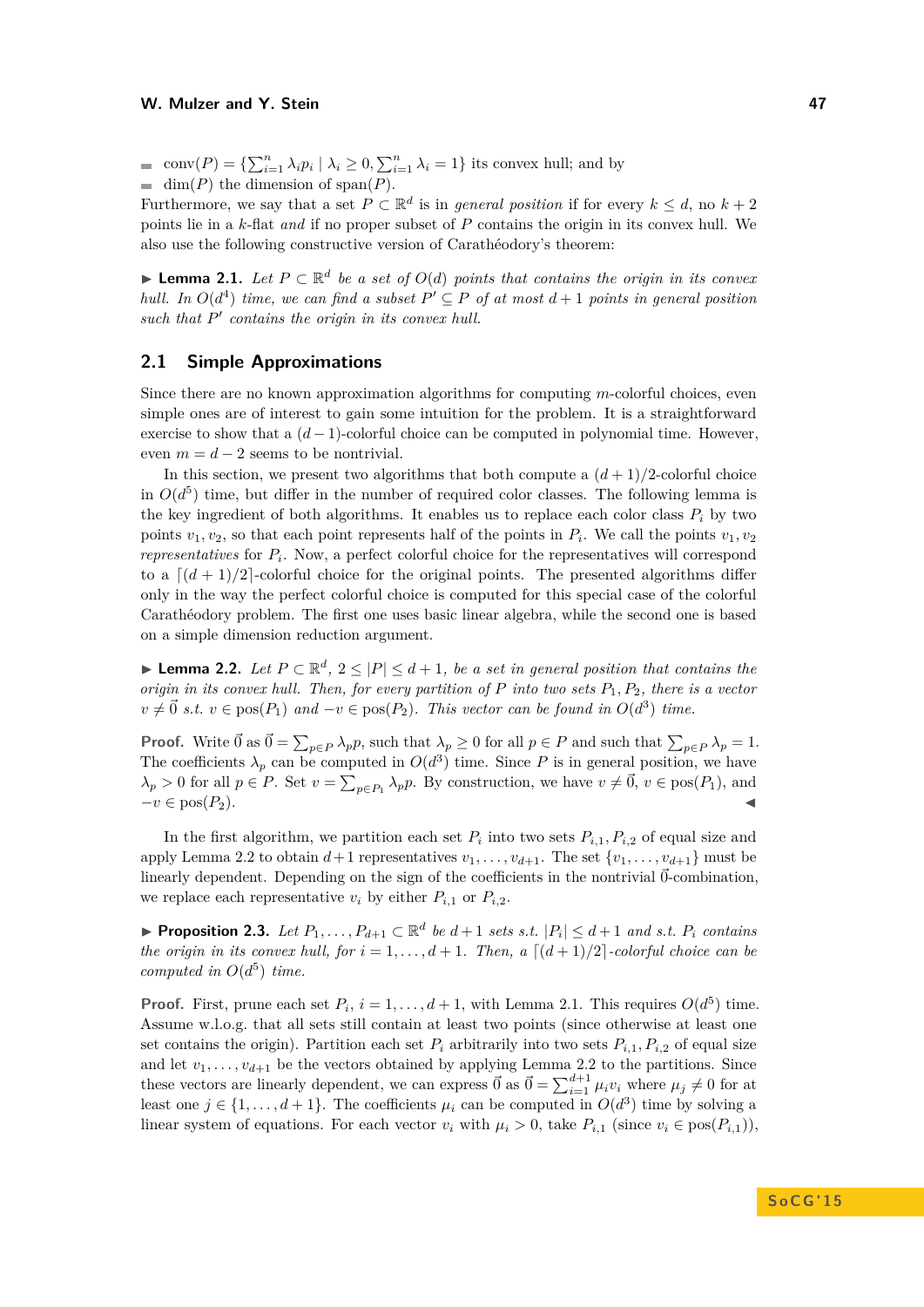- $\text{conv}(P) = \{\sum_{i=1}^n \lambda_i p_i \mid \lambda_i \geq 0, \sum_{i=1}^n \lambda_i = 1\}$ its convex hull; and by
- $\dim(P)$ the dimension of $\text{span}(P)$.

Furthermore, we say that a set $P \subset \mathbb{R}^d$ is in *general position* if for every $k \leq d$, no $k+2$ points lie in a $k$-flat *and* if no proper subset of $P$ contains the origin in its convex hull. We also use the following constructive version of Carathéodory's theorem:

▶ **Lemma 2.1.** *Let $P \subset \mathbb{R}^d$ be a set of $O(d)$ points that contains the origin in its convex hull. In $O(d^4)$ time, we can find a subset $P' \subseteq P$ of at most $d+1$ points in general position such that $P'$ contains the origin in its convex hull.*

## 2.1 Simple Approximations

Since there are no known approximation algorithms for computing $m$-colorful choices, even simple ones are of interest to gain some intuition for the problem. It is a straightforward exercise to show that a $(d-1)$-colorful choice can be computed in polynomial time. However, even $m = d-2$ seems to be nontrivial.

In this section, we present two algorithms that both compute a $(d+1)/2$-colorful choice in $O(d^5)$ time, but differ in the number of required color classes. The following lemma is the key ingredient of both algorithms. It enables us to replace each color class $P_i$ by two points $v_1, v_2$, so that each point represents half of the points in $P_i$. We call the points $v_1, v_2$ *representatives* for $P_i$. Now, a perfect colorful choice for the representatives will correspond to a $\lceil (d+1)/2 \rceil$-colorful choice for the original points. The presented algorithms differ only in the way the perfect colorful choice is computed for this special case of the colorful Carathéodory problem. The first one uses basic linear algebra, while the second one is based on a simple dimension reduction argument.

▶ **Lemma 2.2.** *Let $P \subset \mathbb{R}^d$, $2 \leq |P| \leq d+1$, be a set in general position that contains the origin in its convex hull. Then, for every partition of $P$ into two sets $P_1, P_2$, there is a vector $v \neq \vec{0}$ s.t. $v \in \text{pos}(P_1)$ and $-v \in \text{pos}(P_2)$. This vector can be found in $O(d^3)$ time.*

**Proof.** Write $\vec{0}$ as $\vec{0} = \sum_{p \in P} \lambda_p p$, such that $\lambda_p \geq 0$ for all $p \in P$ and such that $\sum_{p \in P} \lambda_p = 1$. The coefficients $\lambda_p$ can be computed in $O(d^3)$ time. Since $P$ is in general position, we have $\lambda_p > 0$ for all $p \in P$. Set $v = \sum_{p \in P_1} \lambda_p p$. By construction, we have $v \neq \vec{0}$, $v \in \text{pos}(P_1)$, and $-v \in \text{pos}(P_2)$. ◀

In the first algorithm, we partition each set $P_i$ into two sets $P_{i,1}, P_{i,2}$ of equal size and apply Lemma 2.2 to obtain $d+1$ representatives $v_1, \ldots, v_{d+1}$. The set $\{v_1, \ldots, v_{d+1}\}$ must be linearly dependent. Depending on the sign of the coefficients in the nontrivial $\vec{0}$-combination, we replace each representative $v_i$ by either $P_{i,1}$ or $P_{i,2}$.

▶ **Proposition 2.3.** *Let $P_1, \ldots, P_{d+1} \subset \mathbb{R}^d$ be $d+1$ sets s.t. $|P_i| \leq d+1$ and s.t. $P_i$ contains the origin in its convex hull, for $i = 1, \ldots, d+1$. Then, a $\lceil (d+1)/2 \rceil$-colorful choice can be computed in $O(d^5)$ time.*

**Proof.** First, prune each set $P_i$, $i = 1, \ldots, d+1$, with Lemma 2.1. This requires $O(d^5)$ time. Assume w.l.o.g. that all sets still contain at least two points (since otherwise at least one set contains the origin). Partition each set $P_i$ arbitrarily into two sets $P_{i,1}, P_{i,2}$ of equal size and let $v_1, \ldots, v_{d+1}$ be the vectors obtained by applying Lemma 2.2 to the partitions. Since these vectors are linearly dependent, we can express $\vec{0}$ as $\vec{0} = \sum_{i=1}^{d+1} \mu_i v_i$ where $\mu_j \neq 0$ for at least one $j \in \{1, \ldots, d+1\}$. The coefficients $\mu_i$ can be computed in $O(d^3)$ time by solving a linear system of equations. For each vector $v_i$ with $\mu_i > 0$, take $P_{i,1}$ (since $v_i \in \text{pos}(P_{i,1})$),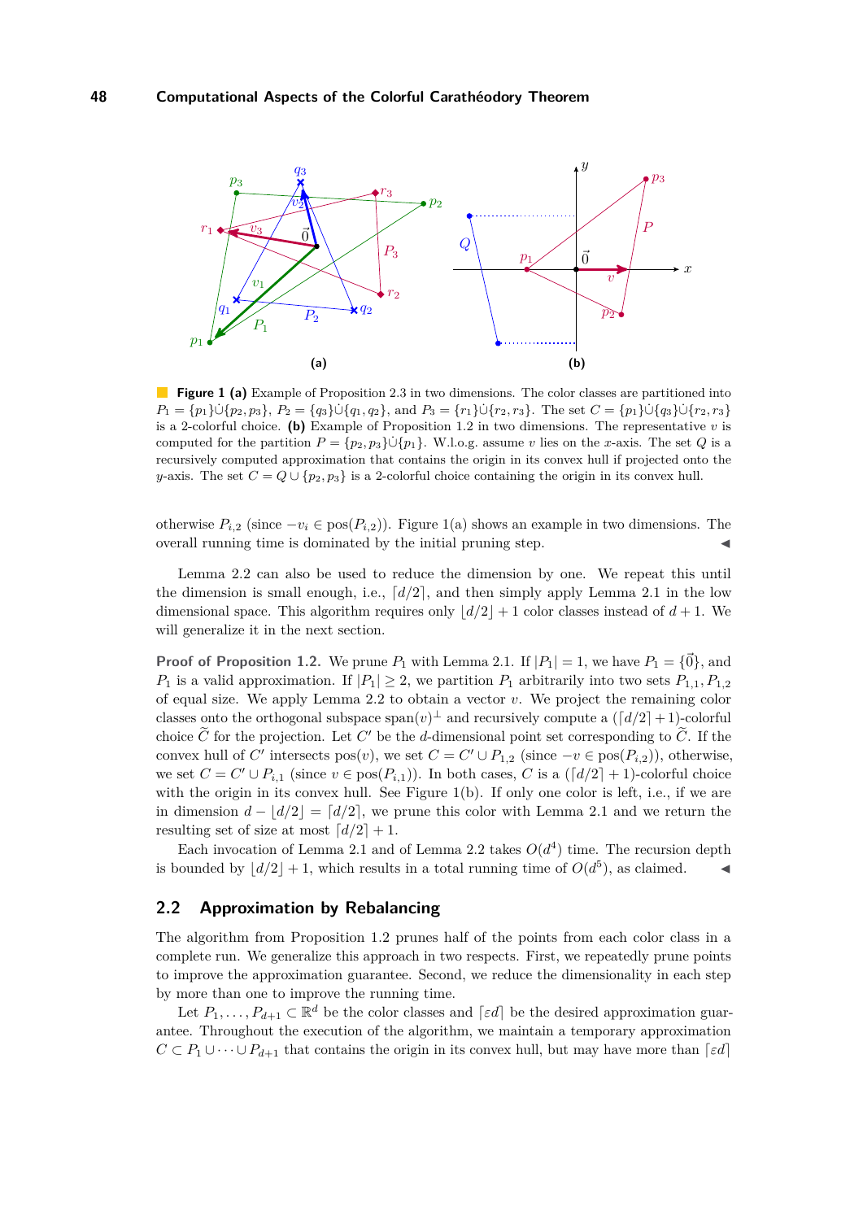**Figure 1 (a)** Example of Proposition 2.3 in two dimensions. The color classes are partitioned into $P_1 = \{p_1\} \dot\cup \{p_2, p_3\}$, $P_2 = \{q_3\} \dot\cup \{q_1, q_2\}$, and $P_3 = \{r_1\} \dot\cup \{r_2, r_3\}$. The set $C = \{p_1\} \dot\cup \{q_3\} \dot\cup \{r_2, r_3\}$ is a 2-colorful choice. **(b)** Example of Proposition 1.2 in two dimensions. The representative $v$ is computed for the partition $P = \{p_2, p_3\} \dot\cup \{p_1\}$. W.l.o.g. assume $v$ lies on the $x$-axis. The set $Q$ is a recursively computed approximation that contains the origin in its convex hull if projected onto the $y$-axis. The set $C = Q \cup \{p_2, p_3\}$ is a 2-colorful choice containing the origin in its convex hull.

otherwise $P_{i,2}$ (since $-v_i \in \text{pos}(P_{i,2})$). Figure 1(a) shows an example in two dimensions. The overall running time is dominated by the initial pruning step. ◀

Lemma 2.2 can also be used to reduce the dimension by one. We repeat this until the dimension is small enough, i.e., $\lceil d/2 \rceil$, and then simply apply Lemma 2.1 in the low dimensional space. This algorithm requires only $\lfloor d/2 \rfloor + 1$ color classes instead of $d + 1$. We will generalize it in the next section.

**Proof of Proposition 1.2.** We prune $P_1$ with Lemma 2.1. If $|P_1| = 1$, we have $P_1 = \{\vec{0}\}$, and $P_1$ is a valid approximation. If $|P_1| \geq 2$, we partition $P_1$ arbitrarily into two sets $P_{1,1}, P_{1,2}$ of equal size. We apply Lemma 2.2 to obtain a vector $v$. We project the remaining color classes onto the orthogonal subspace $\text{span}(v)^\perp$ and recursively compute a $(\lceil d/2 \rceil + 1)$-colorful choice $\widetilde{C}$ for the projection. Let $C'$ be the $d$-dimensional point set corresponding to $\widetilde{C}$. If the convex hull of $C'$ intersects $\text{pos}(v)$, we set $C = C' \cup P_{1,2}$ (since $-v \in \text{pos}(P_{i,2})$), otherwise, we set $C = C' \cup P_{i,1}$ (since $v \in \text{pos}(P_{i,1})$). In both cases, $C$ is a $(\lceil d/2 \rceil + 1)$-colorful choice with the origin in its convex hull. See Figure 1(b). If only one color is left, i.e., if we are in dimension $d - \lfloor d/2 \rfloor = \lceil d/2 \rceil$, we prune this color with Lemma 2.1 and we return the resulting set of size at most $\lceil d/2 \rceil + 1$.

Each invocation of Lemma 2.1 and of Lemma 2.2 takes $O(d^4)$ time. The recursion depth is bounded by $\lfloor d/2 \rfloor + 1$, which results in a total running time of $O(d^5)$, as claimed. ◀

## 2.2 Approximation by Rebalancing

The algorithm from Proposition 1.2 prunes half of the points from each color class in a complete run. We generalize this approach in two respects. First, we repeatedly prune points to improve the approximation guarantee. Second, we reduce the dimensionality in each step by more than one to improve the running time.

Let $P_1, \ldots, P_{d+1} \subset \mathbb{R}^d$ be the color classes and $\lceil \varepsilon d \rceil$ be the desired approximation guarantee. Throughout the execution of the algorithm, we maintain a temporary approximation $C \subset P_1 \cup \cdots \cup P_{d+1}$ that contains the origin in its convex hull, but may have more than $\lceil \varepsilon d \rceil$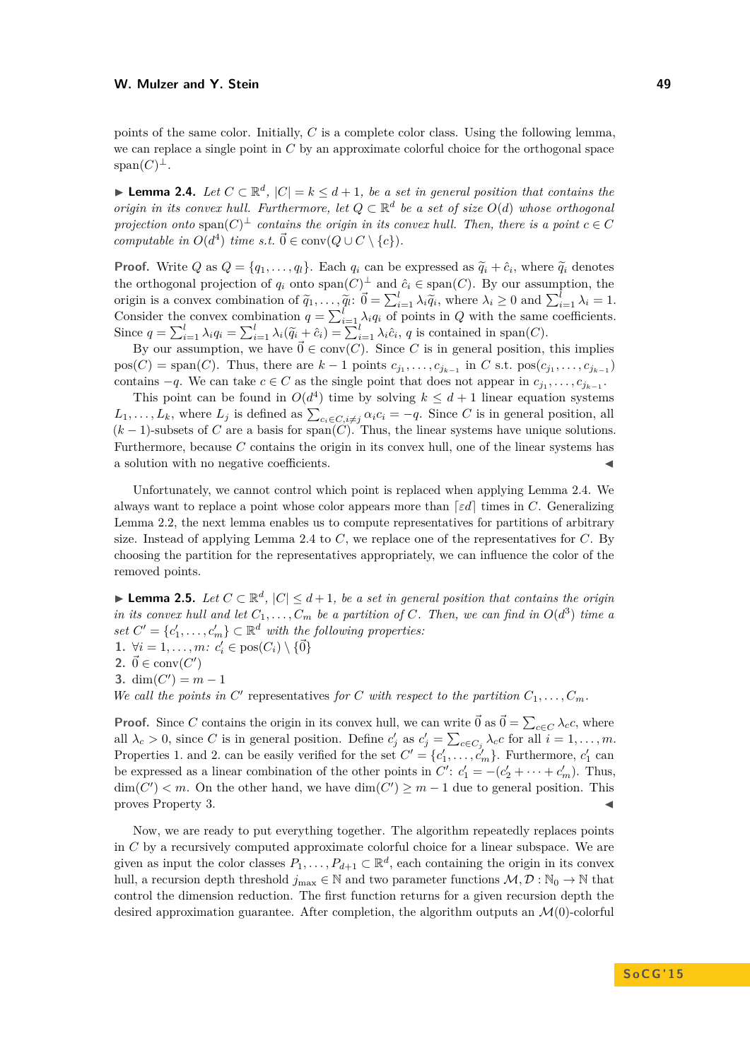points of the same color. Initially, $C$ is a complete color class. Using the following lemma, we can replace a single point in $C$ by an approximate colorful choice for the orthogonal space $\text{span}(C)^\perp$.

▶ **Lemma 2.4.** *Let $C \subset \mathbb{R}^d$, $|C| = k \leq d+1$, be a set in general position that contains the origin in its convex hull. Furthermore, let $Q \subset \mathbb{R}^d$ be a set of size $O(d)$ whose orthogonal projection onto $\text{span}(C)^\perp$ contains the origin in its convex hull. Then, there is a point $c \in C$ computable in $O(d^4)$ time s.t. $\vec{0} \in \text{conv}(Q \cup C \setminus \{c\})$.*

**Proof.** Write $Q$ as $Q = \{q_1, \dots, q_l\}$. Each $q_i$ can be expressed as $\widetilde{q}_i + \hat{c}_i$, where $\widetilde{q}_i$ denotes the orthogonal projection of $q_i$ onto $\text{span}(C)^\perp$ and $\hat{c}_i \in \text{span}(C)$. By our assumption, the origin is a convex combination of $\widetilde{q}_1, \dots, \widetilde{q}_l$: $\vec{0} = \sum_{i=1}^{l} \lambda_i \widetilde{q}_i$, where $\lambda_i \geq 0$ and $\sum_{i=1}^{l} \lambda_i = 1$. Consider the convex combination $q = \sum_{i=1}^{l} \lambda_i q_i$ of points in $Q$ with the same coefficients. Since $q = \sum_{i=1}^{l} \lambda_i q_i = \sum_{i=1}^{l} \lambda_i(\widetilde{q}_i + \hat{c}_i) = \sum_{i=1}^{l} \lambda_i \hat{c}_i$, $q$ is contained in $\text{span}(C)$.

By our assumption, we have $\vec{0} \in \text{conv}(C)$. Since $C$ is in general position, this implies $\text{pos}(C) = \text{span}(C)$. Thus, there are $k-1$ points $c_{j_1}, \dots, c_{j_{k-1}}$ in $C$ s.t. $\text{pos}(c_{j_1}, \dots, c_{j_{k-1}})$ contains $-q$. We can take $c \in C$ as the single point that does not appear in $c_{j_1}, \dots, c_{j_{k-1}}$.

This point can be found in $O(d^4)$ time by solving $k \leq d+1$ linear equation systems $L_1, \dots, L_k$, where $L_j$ is defined as $\sum_{c_i \in C, i \neq j} \alpha_i c_i = -q$. Since $C$ is in general position, all $(k-1)$-subsets of $C$ are a basis for $\text{span}(C)$. Thus, the linear systems have unique solutions. Furthermore, because $C$ contains the origin in its convex hull, one of the linear systems has a solution with no negative coefficients. ◀

Unfortunately, we cannot control which point is replaced when applying Lemma 2.4. We always want to replace a point whose color appears more than $\lceil \varepsilon d \rceil$ times in $C$. Generalizing Lemma 2.2, the next lemma enables us to compute representatives for partitions of arbitrary size. Instead of applying Lemma 2.4 to $C$, we replace one of the representatives for $C$. By choosing the partition for the representatives appropriately, we can influence the color of the removed points.

▶ **Lemma 2.5.** *Let $C \subset \mathbb{R}^d$, $|C| \leq d+1$, be a set in general position that contains the origin in its convex hull and let $C_1, \dots, C_m$ be a partition of $C$. Then, we can find in $O(d^3)$ time a set $C' = \{c'_1, \dots, c'_m\} \subset \mathbb{R}^d$ with the following properties:*

1. *$\forall i = 1, \dots, m$: $c'_i \in \text{pos}(C_i) \setminus \{\vec{0}\}$*
2. *$\vec{0} \in \text{conv}(C')$*
3. *$\dim(C') = m - 1$*

*We call the points in $C'$* representatives *for $C$ with respect to the partition $C_1, \dots, C_m$.*

**Proof.** Since $C$ contains the origin in its convex hull, we can write $\vec{0}$ as $\vec{0} = \sum_{c \in C} \lambda_c c$, where all $\lambda_c > 0$, since $C$ is in general position. Define $c'_j$ as $c'_j = \sum_{c \in C_j} \lambda_c c$ for all $i = 1, \dots, m$. Properties 1. and 2. can be easily verified for the set $C' = \{c'_1, \dots, c'_m\}$. Furthermore, $c'_1$ can be expressed as a linear combination of the other points in $C'$: $c'_1 = -(c'_2 + \dots + c'_m)$. Thus, $\dim(C') < m$. On the other hand, we have $\dim(C') \geq m-1$ due to general position. This proves Property 3. ◀

Now, we are ready to put everything together. The algorithm repeatedly replaces points in $C$ by a recursively computed approximate colorful choice for a linear subspace. We are given as input the color classes $P_1, \dots, P_{d+1} \subset \mathbb{R}^d$, each containing the origin in its convex hull, a recursion depth threshold $j_{\max} \in \mathbb{N}$ and two parameter functions $\mathcal{M}, \mathcal{D} : \mathbb{N}_0 \to \mathbb{N}$ that control the dimension reduction. The first function returns for a given recursion depth the desired approximation guarantee. After completion, the algorithm outputs an $\mathcal{M}(0)$-colorful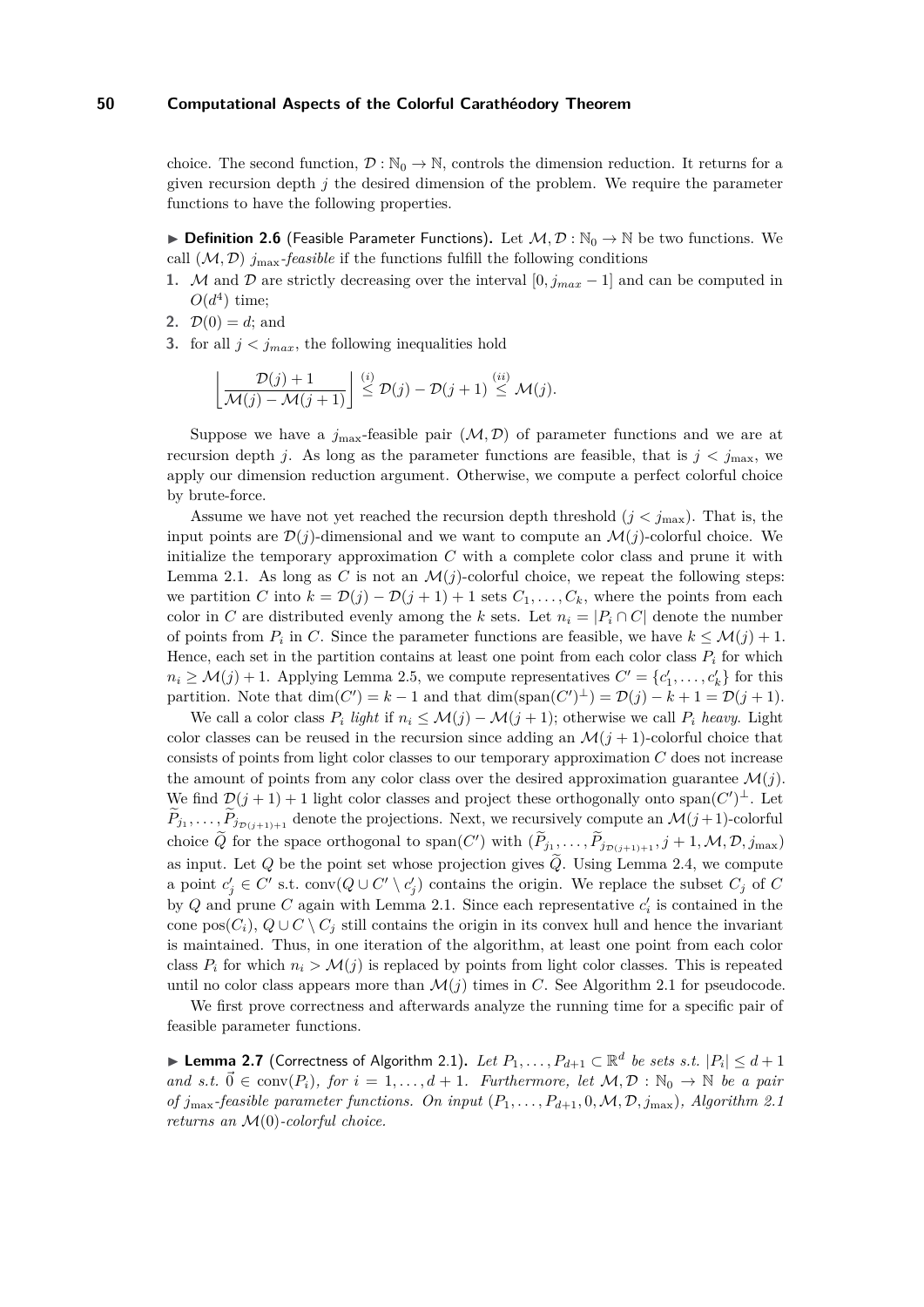choice. The second function, $\mathcal{D} : \mathbb{N}_0 \to \mathbb{N}$, controls the dimension reduction. It returns for a given recursion depth $j$ the desired dimension of the problem. We require the parameter functions to have the following properties.

▶ **Definition 2.6** (Feasible Parameter Functions). Let $\mathcal{M}, \mathcal{D} : \mathbb{N}_0 \to \mathbb{N}$ be two functions. We call $(\mathcal{M}, \mathcal{D})$ $j_{\max}$*-feasible* if the functions fulfill the following conditions

1. $\mathcal{M}$ and $\mathcal{D}$ are strictly decreasing over the interval $[0, j_{max} - 1]$ and can be computed in $O(d^4)$ time;
2. $\mathcal{D}(0) = d$; and
3. for all $j < j_{max}$, the following inequalities hold

$$\left\lfloor \frac{\mathcal{D}(j) + 1}{\mathcal{M}(j) - \mathcal{M}(j+1)} \right\rfloor \overset{(i)}{\leq} \mathcal{D}(j) - \mathcal{D}(j+1) \overset{(ii)}{\leq} \mathcal{M}(j).$$

Suppose we have a $j_{\max}$-feasible pair $(\mathcal{M}, \mathcal{D})$ of parameter functions and we are at recursion depth $j$. As long as the parameter functions are feasible, that is $j < j_{\max}$, we apply our dimension reduction argument. Otherwise, we compute a perfect colorful choice by brute-force.

Assume we have not yet reached the recursion depth threshold ($j < j_{\max}$). That is, the input points are $\mathcal{D}(j)$-dimensional and we want to compute an $\mathcal{M}(j)$-colorful choice. We initialize the temporary approximation $C$ with a complete color class and prune it with Lemma 2.1. As long as $C$ is not an $\mathcal{M}(j)$-colorful choice, we repeat the following steps: we partition $C$ into $k = \mathcal{D}(j) - \mathcal{D}(j+1) + 1$ sets $C_1, \ldots, C_k$, where the points from each color in $C$ are distributed evenly among the $k$ sets. Let $n_i = |P_i \cap C|$ denote the number of points from $P_i$ in $C$. Since the parameter functions are feasible, we have $k \leq \mathcal{M}(j) + 1$. Hence, each set in the partition contains at least one point from each color class $P_i$ for which $n_i \geq \mathcal{M}(j) + 1$. Applying Lemma 2.5, we compute representatives $C' = \{c'_1, \ldots, c'_k\}$ for this partition. Note that $\dim(C') = k - 1$ and that $\dim(\operatorname{span}(C')^\perp) = \mathcal{D}(j) - k + 1 = \mathcal{D}(j+1)$.

We call a color class $P_i$ *light* if $n_i \leq \mathcal{M}(j) - \mathcal{M}(j+1)$; otherwise we call $P_i$ *heavy*. Light color classes can be reused in the recursion since adding an $\mathcal{M}(j+1)$-colorful choice that consists of points from light color classes to our temporary approximation $C$ does not increase the amount of points from any color class over the desired approximation guarantee $\mathcal{M}(j)$. We find $\mathcal{D}(j+1) + 1$ light color classes and project these orthogonally onto $\operatorname{span}(C')^\perp$. Let $\widetilde{P}_{j_1}, \ldots, \widetilde{P}_{j_{\mathcal{D}(j+1)+1}}$ denote the projections. Next, we recursively compute an $\mathcal{M}(j+1)$-colorful choice $\widetilde{Q}$ for the space orthogonal to $\operatorname{span}(C')$ with $(\widetilde{P}_{j_1}, \ldots, \widetilde{P}_{j_{\mathcal{D}(j+1)+1}}, j+1, \mathcal{M}, \mathcal{D}, j_{\max})$ as input. Let $Q$ be the point set whose projection gives $\widetilde{Q}$. Using Lemma 2.4, we compute a point $c'_j \in C'$ s.t. $\operatorname{conv}(Q \cup C' \setminus c'_j)$ contains the origin. We replace the subset $C_j$ of $C$ by $Q$ and prune $C$ again with Lemma 2.1. Since each representative $c'_i$ is contained in the cone $\operatorname{pos}(C_i)$, $Q \cup C \setminus C_j$ still contains the origin in its convex hull and hence the invariant is maintained. Thus, in one iteration of the algorithm, at least one point from each color class $P_i$ for which $n_i > \mathcal{M}(j)$ is replaced by points from light color classes. This is repeated until no color class appears more than $\mathcal{M}(j)$ times in $C$. See Algorithm 2.1 for pseudocode.

We first prove correctness and afterwards analyze the running time for a specific pair of feasible parameter functions.

▶ **Lemma 2.7** (Correctness of Algorithm 2.1). *Let $P_1, \ldots, P_{d+1} \subset \mathbb{R}^d$ be sets s.t. $|P_i| \leq d+1$ and s.t. $\vec{0} \in \operatorname{conv}(P_i)$, for $i = 1, \ldots, d+1$. Furthermore, let $\mathcal{M}, \mathcal{D} : \mathbb{N}_0 \to \mathbb{N}$ be a pair of $j_{\max}$-feasible parameter functions. On input $(P_1, \ldots, P_{d+1}, 0, \mathcal{M}, \mathcal{D}, j_{\max})$, Algorithm 2.1 returns an $\mathcal{M}(0)$-colorful choice.*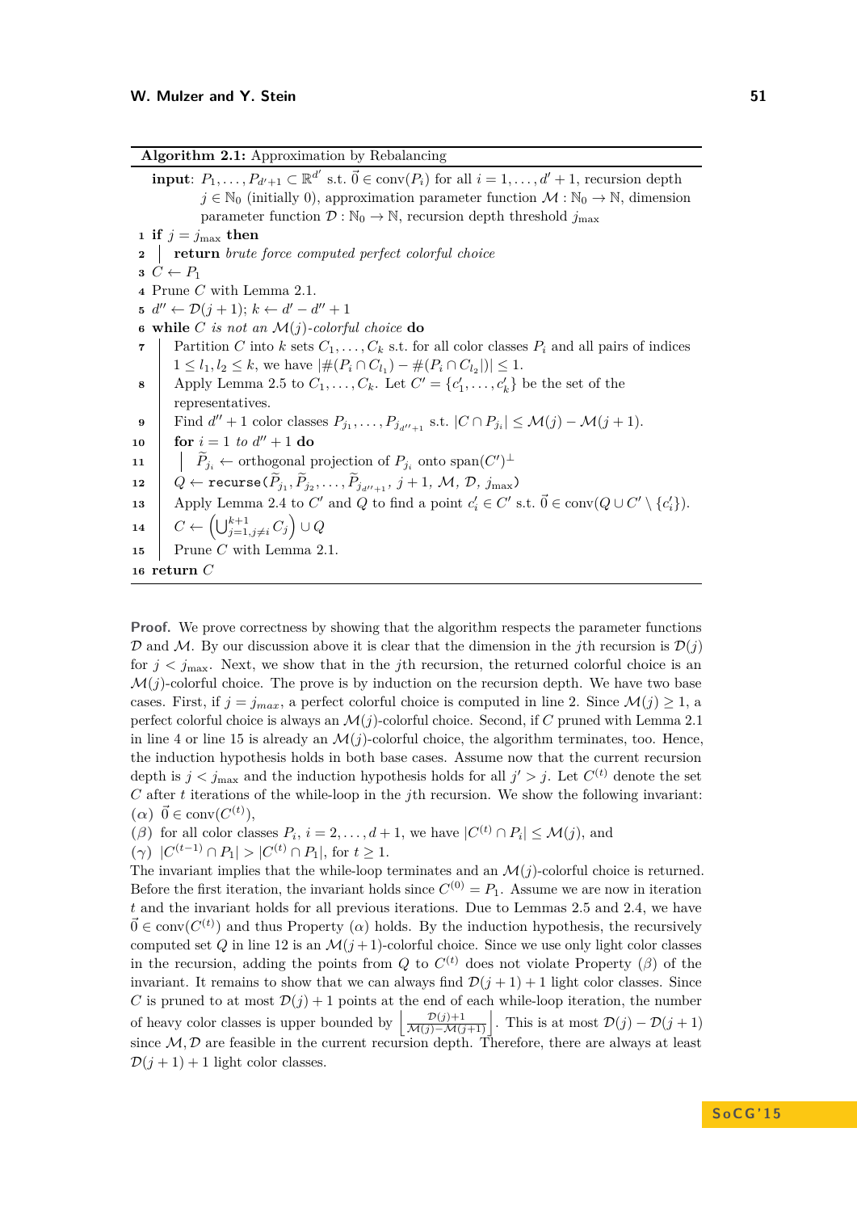**Algorithm 2.1:** Approximation by Rebalancing

**input**: $P_1, \ldots, P_{d'+1} \subset \mathbb{R}^{d'}$ s.t. $\vec{0} \in \text{conv}(P_i)$ for all $i = 1, \ldots, d'+1$, recursion depth $j \in \mathbb{N}_0$ (initially 0), approximation parameter function $\mathcal{M} : \mathbb{N}_0 \to \mathbb{N}$, dimension parameter function $\mathcal{D} : \mathbb{N}_0 \to \mathbb{N}$, recursion depth threshold $j_{\max}$

```
1  if j = j_max then
2  │  return brute force computed perfect colorful choice
3  C ← P_1
4  Prune C with Lemma 2.1.
5  d'' ← D(j+1); k ← d' − d'' + 1
6  while C is not an M(j)-colorful choice do
7  │  Partition C into k sets C_1, ..., C_k s.t. for all color classes P_i and all pairs of indices
   │  1 ≤ l_1, l_2 ≤ k, we have |#(P_i ∩ C_{l_1}) − #(P_i ∩ C_{l_2})| ≤ 1.
8  │  Apply Lemma 2.5 to C_1, ..., C_k. Let C' = {c'_1, ..., c'_k} be the set of the
   │  representatives.
9  │  Find d''+1 color classes P_{j_1}, ..., P_{j_{d''+1}} s.t. |C ∩ P_{j_i}| ≤ M(j) − M(j+1).
10 │  for i = 1 to d''+1 do
11 │  │  P̃_{j_i} ← orthogonal projection of P_{j_i} onto span(C')^⊥
12 │  Q ← recurse(P̃_{j_1}, P̃_{j_2}, ..., P̃_{j_{d''+1}}, j+1, M, D, j_max)
13 │  Apply Lemma 2.4 to C' and Q to find a point c'_i ∈ C' s.t. 0⃗ ∈ conv(Q ∪ C' \ {c'_i}).
14 │  C ← (⋃_{j=1, j≠i}^{k+1} C_j) ∪ Q
15 │  Prune C with Lemma 2.1.
16 return C
```

**Proof.** We prove correctness by showing that the algorithm respects the parameter functions $\mathcal{D}$ and $\mathcal{M}$. By our discussion above it is clear that the dimension in the $j$th recursion is $\mathcal{D}(j)$ for $j < j_{\max}$. Next, we show that in the $j$th recursion, the returned colorful choice is an $\mathcal{M}(j)$-colorful choice. The prove is by induction on the recursion depth. We have two base cases. First, if $j = j_{max}$, a perfect colorful choice is computed in line 2. Since $\mathcal{M}(j) \geq 1$, a perfect colorful choice is always an $\mathcal{M}(j)$-colorful choice. Second, if $C$ pruned with Lemma 2.1 in line 4 or line 15 is already an $\mathcal{M}(j)$-colorful choice, the algorithm terminates, too. Hence, the induction hypothesis holds in both base cases. Assume now that the current recursion depth is $j < j_{\max}$ and the induction hypothesis holds for all $j' > j$. Let $C^{(t)}$ denote the set $C$ after $t$ iterations of the while-loop in the $j$th recursion. We show the following invariant:
($\alpha$) $\vec{0} \in \text{conv}(C^{(t)})$,
($\beta$) for all color classes $P_i$, $i = 2, \ldots, d+1$, we have $|C^{(t)} \cap P_i| \leq \mathcal{M}(j)$, and
($\gamma$) $|C^{(t-1)} \cap P_1| > |C^{(t)} \cap P_1|$, for $t \geq 1$.
The invariant implies that the while-loop terminates and an $\mathcal{M}(j)$-colorful choice is returned. Before the first iteration, the invariant holds since $C^{(0)} = P_1$. Assume we are now in iteration $t$ and the invariant holds for all previous iterations. Due to Lemmas 2.5 and 2.4, we have $\vec{0} \in \text{conv}(C^{(t)})$ and thus Property ($\alpha$) holds. By the induction hypothesis, the recursively computed set $Q$ in line 12 is an $\mathcal{M}(j+1)$-colorful choice. Since we use only light color classes in the recursion, adding the points from $Q$ to $C^{(t)}$ does not violate Property ($\beta$) of the invariant. It remains to show that we can always find $\mathcal{D}(j+1)+1$ light color classes. Since $C$ is pruned to at most $\mathcal{D}(j)+1$ points at the end of each while-loop iteration, the number of heavy color classes is upper bounded by $\left\lfloor \frac{\mathcal{D}(j)+1}{\mathcal{M}(j)-\mathcal{M}(j+1)} \right\rfloor$. This is at most $\mathcal{D}(j) - \mathcal{D}(j+1)$ since $\mathcal{M}, \mathcal{D}$ are feasible in the current recursion depth. Therefore, there are always at least $\mathcal{D}(j+1)+1$ light color classes.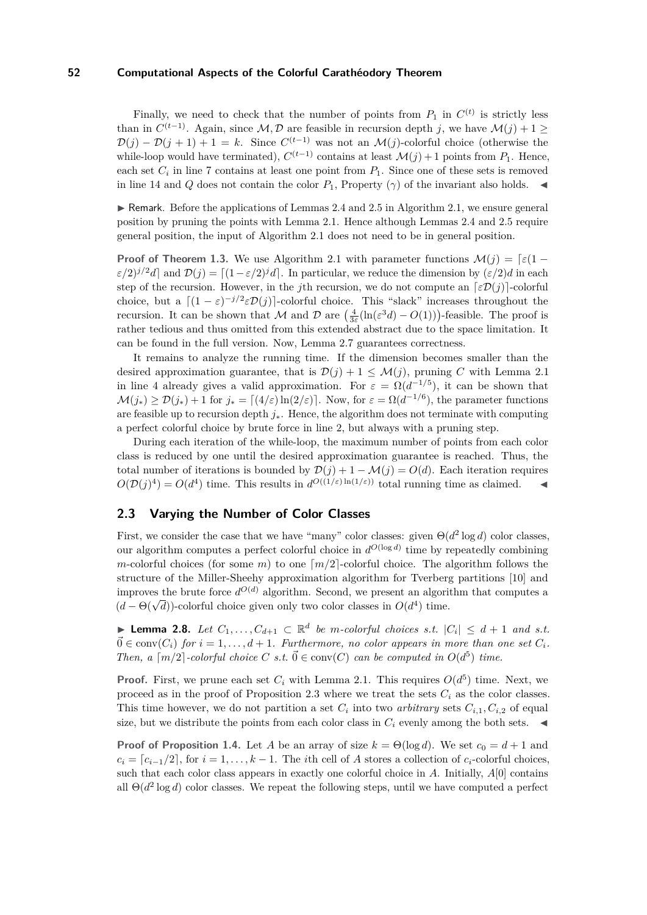Finally, we need to check that the number of points from $P_1$ in $C^{(t)}$ is strictly less than in $C^{(t-1)}$. Again, since $\mathcal{M}, \mathcal{D}$ are feasible in recursion depth $j$, we have $\mathcal{M}(j) + 1 \geq \mathcal{D}(j) - \mathcal{D}(j+1) + 1 = k$. Since $C^{(t-1)}$ was not an $\mathcal{M}(j)$-colorful choice (otherwise the while-loop would have terminated), $C^{(t-1)}$ contains at least $\mathcal{M}(j)+1$ points from $P_1$. Hence, each set $C_i$ in line 7 contains at least one point from $P_1$. Since one of these sets is removed in line 14 and $Q$ does not contain the color $P_1$, Property ($\gamma$) of the invariant also holds. ◀

▶ Remark. Before the applications of Lemmas 2.4 and 2.5 in Algorithm 2.1, we ensure general position by pruning the points with Lemma 2.1. Hence although Lemmas 2.4 and 2.5 require general position, the input of Algorithm 2.1 does not need to be in general position.

**Proof of Theorem 1.3.** We use Algorithm 2.1 with parameter functions $\mathcal{M}(j) = \lceil \varepsilon(1 - \varepsilon/2)^{j/2} d \rceil$ and $\mathcal{D}(j) = \lceil (1-\varepsilon/2)^j d \rceil$. In particular, we reduce the dimension by $(\varepsilon/2)d$ in each step of the recursion. However, in the $j$th recursion, we do not compute an $\lceil \varepsilon \mathcal{D}(j) \rceil$-colorful choice, but a $\lceil (1-\varepsilon)^{-j/2} \varepsilon \mathcal{D}(j) \rceil$-colorful choice. This "slack" increases throughout the recursion. It can be shown that $\mathcal{M}$ and $\mathcal{D}$ are $\left(\frac{4}{3\varepsilon}(\ln(\varepsilon^3 d) - O(1))\right)$-feasible. The proof is rather tedious and thus omitted from this extended abstract due to the space limitation. It can be found in the full version. Now, Lemma 2.7 guarantees correctness.

It remains to analyze the running time. If the dimension becomes smaller than the desired approximation guarantee, that is $\mathcal{D}(j) + 1 \leq \mathcal{M}(j)$, pruning $C$ with Lemma 2.1 in line 4 already gives a valid approximation. For $\varepsilon = \Omega(d^{-1/5})$, it can be shown that $\mathcal{M}(j_*) \geq \mathcal{D}(j_*) + 1$ for $j_* = \lceil (4/\varepsilon) \ln(2/\varepsilon) \rceil$. Now, for $\varepsilon = \Omega(d^{-1/6})$, the parameter functions are feasible up to recursion depth $j_*$. Hence, the algorithm does not terminate with computing a perfect colorful choice by brute force in line 2, but always with a pruning step.

During each iteration of the while-loop, the maximum number of points from each color class is reduced by one until the desired approximation guarantee is reached. Thus, the total number of iterations is bounded by $\mathcal{D}(j) + 1 - \mathcal{M}(j) = O(d)$. Each iteration requires $O(\mathcal{D}(j)^4) = O(d^4)$ time. This results in $d^{O((1/\varepsilon)\ln(1/\varepsilon))}$ total running time as claimed. ◀

## 2.3 Varying the Number of Color Classes

First, we consider the case that we have "many" color classes: given $\Theta(d^2 \log d)$ color classes, our algorithm computes a perfect colorful choice in $d^{O(\log d)}$ time by repeatedly combining $m$-colorful choices (for some $m$) to one $\lceil m/2 \rceil$-colorful choice. The algorithm follows the structure of the Miller-Sheehy approximation algorithm for Tverberg partitions [10] and improves the brute force $d^{O(d)}$ algorithm. Second, we present an algorithm that computes a $(d - \Theta(\sqrt{d}))$-colorful choice given only two color classes in $O(d^4)$ time.

▶ **Lemma 2.8.** *Let $C_1, \ldots, C_{d+1} \subset \mathbb{R}^d$ be $m$-colorful choices s.t. $|C_i| \leq d+1$ and s.t. $\vec{0} \in \operatorname{conv}(C_i)$ for $i = 1, \ldots, d+1$. Furthermore, no color appears in more than one set $C_i$. Then, a $\lceil m/2 \rceil$-colorful choice $C$ s.t. $\vec{0} \in \operatorname{conv}(C)$ can be computed in $O(d^5)$ time.*

**Proof.** First, we prune each set $C_i$ with Lemma 2.1. This requires $O(d^5)$ time. Next, we proceed as in the proof of Proposition 2.3 where we treat the sets $C_i$ as the color classes. This time however, we do not partition a set $C_i$ into two *arbitrary* sets $C_{i,1}, C_{i,2}$ of equal size, but we distribute the points from each color class in $C_i$ evenly among the both sets. ◀

**Proof of Proposition 1.4.** Let $A$ be an array of size $k = \Theta(\log d)$. We set $c_0 = d+1$ and $c_i = \lceil c_{i-1}/2 \rceil$, for $i = 1, \ldots, k-1$. The $i$th cell of $A$ stores a collection of $c_i$-colorful choices, such that each color class appears in exactly one colorful choice in $A$. Initially, $A[0]$ contains all $\Theta(d^2 \log d)$ color classes. We repeat the following steps, until we have computed a perfect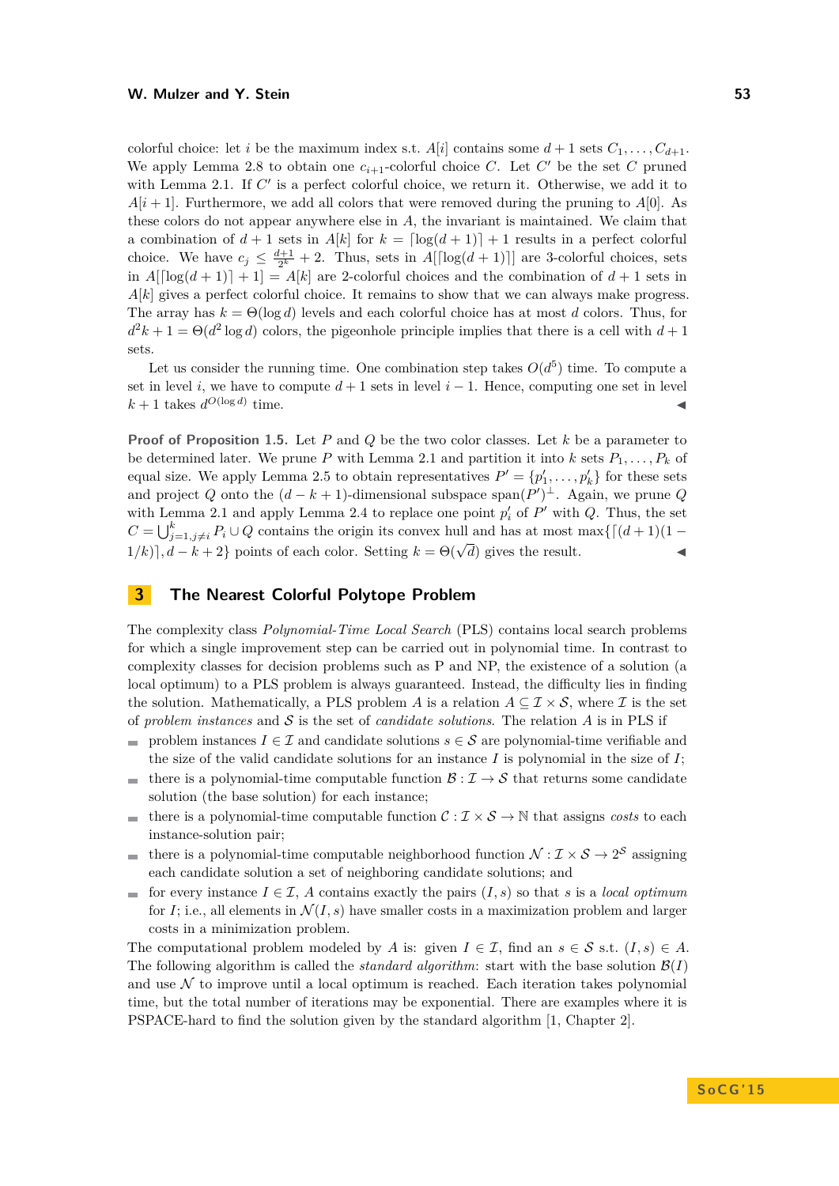colorful choice: let $i$ be the maximum index s.t. $A[i]$ contains some $d+1$ sets $C_1, \dots, C_{d+1}$. We apply Lemma 2.8 to obtain one $c_{i+1}$-colorful choice $C$. Let $C'$ be the set $C$ pruned with Lemma 2.1. If $C'$ is a perfect colorful choice, we return it. Otherwise, we add it to $A[i+1]$. Furthermore, we add all colors that were removed during the pruning to $A[0]$. As these colors do not appear anywhere else in $A$, the invariant is maintained. We claim that a combination of $d+1$ sets in $A[k]$ for $k = \lceil \log(d+1) \rceil + 1$ results in a perfect colorful choice. We have $c_j \leq \frac{d+1}{2^k} + 2$. Thus, sets in $A[\lceil \log(d+1) \rceil]$ are 3-colorful choices, sets in $A[\lceil \log(d+1) \rceil + 1] = A[k]$ are 2-colorful choices and the combination of $d+1$ sets in $A[k]$ gives a perfect colorful choice. It remains to show that we can always make progress. The array has $k = \Theta(\log d)$ levels and each colorful choice has at most $d$ colors. Thus, for $d^2 k + 1 = \Theta(d^2 \log d)$ colors, the pigeonhole principle implies that there is a cell with $d+1$ sets.

Let us consider the running time. One combination step takes $O(d^5)$ time. To compute a set in level $i$, we have to compute $d+1$ sets in level $i-1$. Hence, computing one set in level $k+1$ takes $d^{O(\log d)}$ time. ◀

**Proof of Proposition 1.5.** Let $P$ and $Q$ be the two color classes. Let $k$ be a parameter to be determined later. We prune $P$ with Lemma 2.1 and partition it into $k$ sets $P_1, \dots, P_k$ of equal size. We apply Lemma 2.5 to obtain representatives $P' = \{p'_1, \dots, p'_k\}$ for these sets and project $Q$ onto the $(d-k+1)$-dimensional subspace $\operatorname{span}(P')^\perp$. Again, we prune $Q$ with Lemma 2.1 and apply Lemma 2.4 to replace one point $p'_i$ of $P'$ with $Q$. Thus, the set $C = \bigcup_{j=1, j \neq i}^{k} P_i \cup Q$ contains the origin its convex hull and has at most $\max\{\lceil (d+1)(1 - 1/k) \rceil, d-k+2\}$ points of each color. Setting $k = \Theta(\sqrt{d})$ gives the result. ◀

# 3 The Nearest Colorful Polytope Problem

The complexity class *Polynomial-Time Local Search* (PLS) contains local search problems for which a single improvement step can be carried out in polynomial time. In contrast to complexity classes for decision problems such as P and NP, the existence of a solution (a local optimum) to a PLS problem is always guaranteed. Instead, the difficulty lies in finding the solution. Mathematically, a PLS problem $A$ is a relation $A \subseteq \mathcal{I} \times \mathcal{S}$, where $\mathcal{I}$ is the set of *problem instances* and $\mathcal{S}$ is the set of *candidate solutions*. The relation $A$ is in PLS if

- problem instances $I \in \mathcal{I}$ and candidate solutions $s \in \mathcal{S}$ are polynomial-time verifiable and the size of the valid candidate solutions for an instance $I$ is polynomial in the size of $I$;
- there is a polynomial-time computable function $\mathcal{B} : \mathcal{I} \to \mathcal{S}$ that returns some candidate solution (the base solution) for each instance;
- there is a polynomial-time computable function $\mathcal{C} : \mathcal{I} \times \mathcal{S} \to \mathbb{N}$ that assigns *costs* to each instance-solution pair;
- there is a polynomial-time computable neighborhood function $\mathcal{N} : \mathcal{I} \times \mathcal{S} \to 2^{\mathcal{S}}$ assigning each candidate solution a set of neighboring candidate solutions; and
- for every instance $I \in \mathcal{I}$, $A$ contains exactly the pairs $(I, s)$ so that $s$ is a *local optimum* for $I$; i.e., all elements in $\mathcal{N}(I, s)$ have smaller costs in a maximization problem and larger costs in a minimization problem.

The computational problem modeled by $A$ is: given $I \in \mathcal{I}$, find an $s \in \mathcal{S}$ s.t. $(I, s) \in A$. The following algorithm is called the *standard algorithm*: start with the base solution $\mathcal{B}(I)$ and use $\mathcal{N}$ to improve until a local optimum is reached. Each iteration takes polynomial time, but the total number of iterations may be exponential. There are examples where it is PSPACE-hard to find the solution given by the standard algorithm [1, Chapter 2].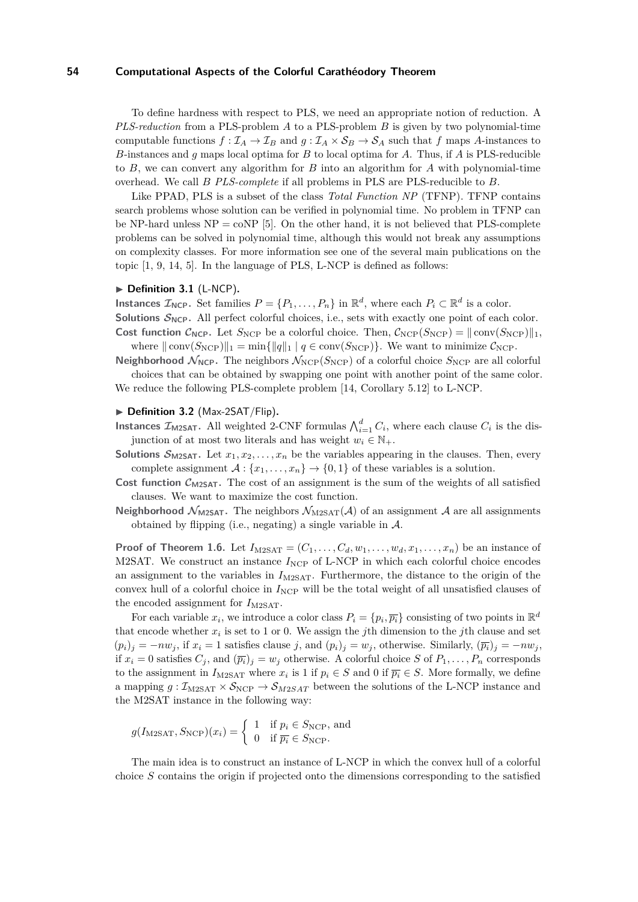To define hardness with respect to PLS, we need an appropriate notion of reduction. A *PLS-reduction* from a PLS-problem $A$ to a PLS-problem $B$ is given by two polynomial-time computable functions $f : \mathcal{I}_A \to \mathcal{I}_B$ and $g : \mathcal{I}_A \times \mathcal{S}_B \to \mathcal{S}_A$ such that $f$ maps $A$-instances to $B$-instances and $g$ maps local optima for $B$ to local optima for $A$. Thus, if $A$ is PLS-reducible to $B$, we can convert any algorithm for $B$ into an algorithm for $A$ with polynomial-time overhead. We call $B$ *PLS-complete* if all problems in PLS are PLS-reducible to $B$.

Like PPAD, PLS is a subset of the class *Total Function NP* (TFNP). TFNP contains search problems whose solution can be verified in polynomial time. No problem in TFNP can be NP-hard unless NP = coNP [5]. On the other hand, it is not believed that PLS-complete problems can be solved in polynomial time, although this would not break any assumptions on complexity classes. For more information see one of the several main publications on the topic [1, 9, 14, 5]. In the language of PLS, L-NCP is defined as follows:

▶ **Definition 3.1** (L-NCP)**.**

**Instances $\mathcal{I}_{\mathsf{NCP}}$.** Set families $P = \{P_1, \dots, P_n\}$ in $\mathbb{R}^d$, where each $P_i \subset \mathbb{R}^d$ is a color.

**Solutions $\mathcal{S}_{\mathsf{NCP}}$.** All perfect colorful choices, i.e., sets with exactly one point of each color.

**Cost function $\mathcal{C}_{\mathsf{NCP}}$.** Let $S_{\text{NCP}}$ be a colorful choice. Then, $\mathcal{C}_{\text{NCP}}(S_{\text{NCP}}) = \|\operatorname{conv}(S_{\text{NCP}})\|_1$, where $\|\operatorname{conv}(S_{\text{NCP}})\|_1 = \min\{\|q\|_1 \mid q \in \operatorname{conv}(S_{\text{NCP}})\}$. We want to minimize $\mathcal{C}_{\text{NCP}}$.

**Neighborhood $\mathcal{N}_{\mathsf{NCP}}$.** The neighbors $\mathcal{N}_{\text{NCP}}(S_{\text{NCP}})$ of a colorful choice $S_{\text{NCP}}$ are all colorful choices that can be obtained by swapping one point with another point of the same color.

We reduce the following PLS-complete problem [14, Corollary 5.12] to L-NCP.

▶ **Definition 3.2** (Max-2SAT/Flip)**.**

**Instances $\mathcal{I}_{\mathsf{M2SAT}}$.** All weighted 2-CNF formulas $\bigwedge_{i=1}^{d} C_i$, where each clause $C_i$ is the disjunction of at most two literals and has weight $w_i \in \mathbb{N}_+$.

**Solutions $\mathcal{S}_{\mathsf{M2SAT}}$.** Let $x_1, x_2, \dots, x_n$ be the variables appearing in the clauses. Then, every complete assignment $\mathcal{A} : \{x_1, \dots, x_n\} \to \{0, 1\}$ of these variables is a solution.

**Cost function $\mathcal{C}_{\mathsf{M2SAT}}$.** The cost of an assignment is the sum of the weights of all satisfied clauses. We want to maximize the cost function.

**Neighborhood $\mathcal{N}_{\mathsf{M2SAT}}$.** The neighbors $\mathcal{N}_{\text{M2SAT}}(\mathcal{A})$ of an assignment $\mathcal{A}$ are all assignments obtained by flipping (i.e., negating) a single variable in $\mathcal{A}$.

**Proof of Theorem 1.6.** Let $I_{\text{M2SAT}} = (C_1, \dots, C_d, w_1, \dots, w_d, x_1, \dots, x_n)$ be an instance of M2SAT. We construct an instance $I_{\text{NCP}}$ of L-NCP in which each colorful choice encodes an assignment to the variables in $I_{\text{M2SAT}}$. Furthermore, the distance to the origin of the convex hull of a colorful choice in $I_{\text{NCP}}$ will be the total weight of all unsatisfied clauses of the encoded assignment for $I_{\text{M2SAT}}$.

For each variable $x_i$, we introduce a color class $P_i = \{p_i, \overline{p_i}\}$ consisting of two points in $\mathbb{R}^d$ that encode whether $x_i$ is set to 1 or 0. We assign the $j$th dimension to the $j$th clause and set $(p_i)_j = -nw_j$, if $x_i = 1$ satisfies clause $j$, and $(p_i)_j = w_j$, otherwise. Similarly, $(\overline{p_i})_j = -nw_j$, if $x_i = 0$ satisfies $C_j$, and $(\overline{p_i})_j = w_j$ otherwise. A colorful choice $S$ of $P_1, \dots, P_n$ corresponds to the assignment in $I_{\text{M2SAT}}$ where $x_i$ is 1 if $p_i \in S$ and 0 if $\overline{p_i} \in S$. More formally, we define a mapping $g : \mathcal{I}_{\text{M2SAT}} \times \mathcal{S}_{\text{NCP}} \to \mathcal{S}_{M2SAT}$ between the solutions of the L-NCP instance and the M2SAT instance in the following way:

$$g(I_{\text{M2SAT}}, S_{\text{NCP}})(x_i) = \begin{cases} 1 & \text{if } p_i \in S_{\text{NCP}}, \text{ and} \\ 0 & \text{if } \overline{p_i} \in S_{\text{NCP}}. \end{cases}$$

The main idea is to construct an instance of L-NCP in which the convex hull of a colorful choice $S$ contains the origin if projected onto the dimensions corresponding to the satisfied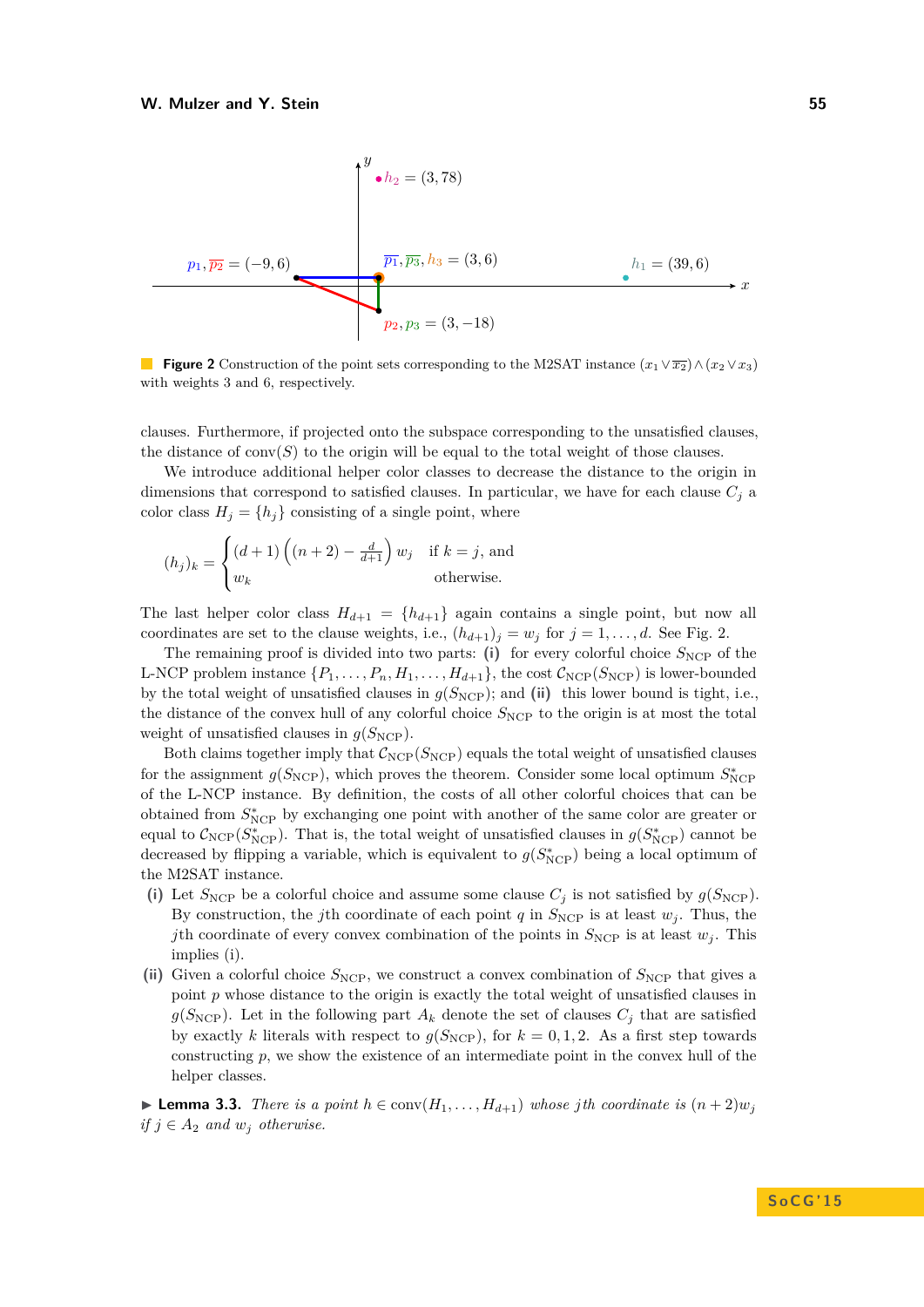**Figure 2** Construction of the point sets corresponding to the M2SAT instance $(x_1 \vee \overline{x_2}) \wedge (x_2 \vee x_3)$ with weights 3 and 6, respectively.

clauses. Furthermore, if projected onto the subspace corresponding to the unsatisfied clauses, the distance of $\text{conv}(S)$ to the origin will be equal to the total weight of those clauses.

We introduce additional helper color classes to decrease the distance to the origin in dimensions that correspond to satisfied clauses. In particular, we have for each clause $C_j$ a color class $H_j = \{h_j\}$ consisting of a single point, where

$$(h_j)_k = \begin{cases} (d+1)\left((n+2) - \frac{d}{d+1}\right) w_j & \text{if } k = j, \text{ and} \\ w_k & \text{otherwise.} \end{cases}$$

The last helper color class $H_{d+1} = \{h_{d+1}\}$ again contains a single point, but now all coordinates are set to the clause weights, i.e., $(h_{d+1})_j = w_j$ for $j = 1, \ldots, d$. See Fig. 2.

The remaining proof is divided into two parts: **(i)** for every colorful choice $S_{\text{NCP}}$ of the L-NCP problem instance $\{P_1, \ldots, P_n, H_1, \ldots, H_{d+1}\}$, the cost $\mathcal{C}_{\text{NCP}}(S_{\text{NCP}})$ is lower-bounded by the total weight of unsatisfied clauses in $g(S_{\text{NCP}})$; and **(ii)** this lower bound is tight, i.e., the distance of the convex hull of any colorful choice $S_{\text{NCP}}$ to the origin is at most the total weight of unsatisfied clauses in $g(S_{\text{NCP}})$.

Both claims together imply that $\mathcal{C}_{\text{NCP}}(S_{\text{NCP}})$ equals the total weight of unsatisfied clauses for the assignment $g(S_{\text{NCP}})$, which proves the theorem. Consider some local optimum $S^*_{\text{NCP}}$ of the L-NCP instance. By definition, the costs of all other colorful choices that can be obtained from $S^*_{\text{NCP}}$ by exchanging one point with another of the same color are greater or equal to $\mathcal{C}_{\text{NCP}}(S^*_{\text{NCP}})$. That is, the total weight of unsatisfied clauses in $g(S^*_{\text{NCP}})$ cannot be decreased by flipping a variable, which is equivalent to $g(S^*_{\text{NCP}})$ being a local optimum of the M2SAT instance.

**(i)** Let $S_{\text{NCP}}$ be a colorful choice and assume some clause $C_j$ is not satisfied by $g(S_{\text{NCP}})$. By construction, the $j$th coordinate of each point $q$ in $S_{\text{NCP}}$ is at least $w_j$. Thus, the $j$th coordinate of every convex combination of the points in $S_{\text{NCP}}$ is at least $w_j$. This implies (i).

**(ii)** Given a colorful choice $S_{\text{NCP}}$, we construct a convex combination of $S_{\text{NCP}}$ that gives a point $p$ whose distance to the origin is exactly the total weight of unsatisfied clauses in $g(S_{\text{NCP}})$. Let in the following part $A_k$ denote the set of clauses $C_j$ that are satisfied by exactly $k$ literals with respect to $g(S_{\text{NCP}})$, for $k = 0, 1, 2$. As a first step towards constructing $p$, we show the existence of an intermediate point in the convex hull of the helper classes.

▶ **Lemma 3.3.** *There is a point $h \in \text{conv}(H_1, \ldots, H_{d+1})$ whose $j$th coordinate is $(n+2)w_j$ if $j \in A_2$ and $w_j$ otherwise.*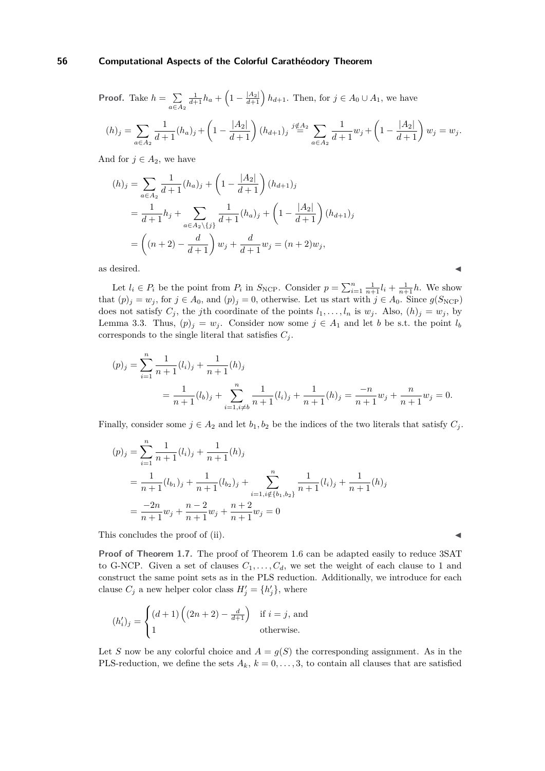**Proof.** Take $h = \sum_{a \in A_2} \frac{1}{d+1} h_a + \left(1 - \frac{|A_2|}{d+1}\right) h_{d+1}$. Then, for $j \in A_0 \cup A_1$, we have

$$(h)_j = \sum_{a \in A_2} \frac{1}{d+1}(h_a)_j + \left(1 - \frac{|A_2|}{d+1}\right)(h_{d+1})_j \overset{j \notin A_2}{=} \sum_{a \in A_2} \frac{1}{d+1} w_j + \left(1 - \frac{|A_2|}{d+1}\right) w_j = w_j.$$

And for $j \in A_2$, we have

$$\begin{aligned}
(h)_j &= \sum_{a \in A_2} \frac{1}{d+1}(h_a)_j + \left(1 - \frac{|A_2|}{d+1}\right)(h_{d+1})_j \\
&= \frac{1}{d+1} h_j + \sum_{a \in A_2 \setminus \{j\}} \frac{1}{d+1}(h_a)_j + \left(1 - \frac{|A_2|}{d+1}\right)(h_{d+1})_j \\
&= \left((n+2) - \frac{d}{d+1}\right) w_j + \frac{d}{d+1} w_j = (n+2) w_j,
\end{aligned}$$

as desired. ◀

Let $l_i \in P_i$ be the point from $P_i$ in $S_{\text{NCP}}$. Consider $p = \sum_{i=1}^{n} \frac{1}{n+1} l_i + \frac{1}{n+1} h$. We show that $(p)_j = w_j$, for $j \in A_0$, and $(p)_j = 0$, otherwise. Let us start with $j \in A_0$. Since $g(S_{\text{NCP}})$ does not satisfy $C_j$, the $j$th coordinate of the points $l_1, \dots, l_n$ is $w_j$. Also, $(h)_j = w_j$, by Lemma 3.3. Thus, $(p)_j = w_j$. Consider now some $j \in A_1$ and let $b$ be s.t. the point $l_b$ corresponds to the single literal that satisfies $C_j$.

$$\begin{aligned}
(p)_j &= \sum_{i=1}^{n} \frac{1}{n+1}(l_i)_j + \frac{1}{n+1}(h)_j \\
&= \frac{1}{n+1}(l_b)_j + \sum_{i=1, i \neq b}^{n} \frac{1}{n+1}(l_i)_j + \frac{1}{n+1}(h)_j = \frac{-n}{n+1} w_j + \frac{n}{n+1} w_j = 0.
\end{aligned}$$

Finally, consider some $j \in A_2$ and let $b_1, b_2$ be the indices of the two literals that satisfy $C_j$.

$$\begin{aligned}
(p)_j &= \sum_{i=1}^{n} \frac{1}{n+1}(l_i)_j + \frac{1}{n+1}(h)_j \\
&= \frac{1}{n+1}(l_{b_1})_j + \frac{1}{n+1}(l_{b_2})_j + \sum_{i=1, i \notin \{b_1, b_2\}}^{n} \frac{1}{n+1}(l_i)_j + \frac{1}{n+1}(h)_j \\
&= \frac{-2n}{n+1} w_j + \frac{n-2}{n+1} w_j + \frac{n+2}{n+1} w_j = 0
\end{aligned}$$

This concludes the proof of (ii). ◀

**Proof of Theorem 1.7.** The proof of Theorem 1.6 can be adapted easily to reduce 3SAT to G-NCP. Given a set of clauses $C_1, \dots, C_d$, we set the weight of each clause to 1 and construct the same point sets as in the PLS reduction. Additionally, we introduce for each clause $C_j$ a new helper color class $H'_j = \{h'_j\}$, where

$$(h'_i)_j = \begin{cases} (d+1)\left((2n+2) - \frac{d}{d+1}\right) & \text{if } i = j, \text{ and} \\ 1 & \text{otherwise.} \end{cases}$$

Let $S$ now be any colorful choice and $A = g(S)$ the corresponding assignment. As in the PLS-reduction, we define the sets $A_k$, $k = 0, \dots, 3$, to contain all clauses that are satisfied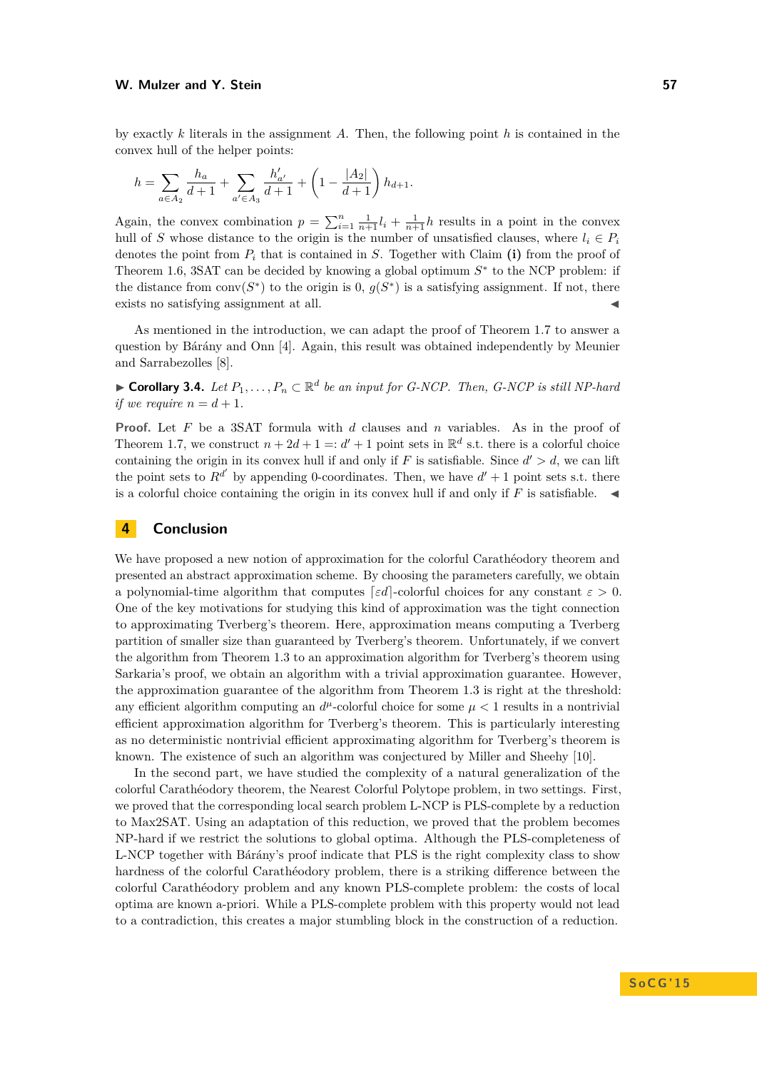by exactly $k$ literals in the assignment $A$. Then, the following point $h$ is contained in the convex hull of the helper points:

$$h = \sum_{a \in A_2} \frac{h_a}{d+1} + \sum_{a' \in A_3} \frac{h'_{a'}}{d+1} + \left(1 - \frac{|A_2|}{d+1}\right) h_{d+1}.$$

Again, the convex combination $p = \sum_{i=1}^{n} \frac{1}{n+1} l_i + \frac{1}{n+1} h$ results in a point in the convex hull of $S$ whose distance to the origin is the number of unsatisfied clauses, where $l_i \in P_i$ denotes the point from $P_i$ that is contained in $S$. Together with Claim **(i)** from the proof of Theorem 1.6, 3SAT can be decided by knowing a global optimum $S^*$ to the NCP problem: if the distance from $\mathrm{conv}(S^*)$ to the origin is 0, $g(S^*)$ is a satisfying assignment. If not, there exists no satisfying assignment at all. ◀

As mentioned in the introduction, we can adapt the proof of Theorem 1.7 to answer a question by Bárány and Onn [4]. Again, this result was obtained independently by Meunier and Sarrabezolles [8].

▶ **Corollary 3.4.** *Let $P_1, \ldots, P_n \subset \mathbb{R}^d$ be an input for G-NCP. Then, G-NCP is still NP-hard if we require $n = d + 1$.*

**Proof.** Let $F$ be a 3SAT formula with $d$ clauses and $n$ variables. As in the proof of Theorem 1.7, we construct $n + 2d + 1 =: d' + 1$ point sets in $\mathbb{R}^d$ s.t. there is a colorful choice containing the origin in its convex hull if and only if $F$ is satisfiable. Since $d' > d$, we can lift the point sets to $R^{d'}$ by appending 0-coordinates. Then, we have $d' + 1$ point sets s.t. there is a colorful choice containing the origin in its convex hull if and only if $F$ is satisfiable. ◀

## 4 Conclusion

We have proposed a new notion of approximation for the colorful Carathéodory theorem and presented an abstract approximation scheme. By choosing the parameters carefully, we obtain a polynomial-time algorithm that computes $\lceil \varepsilon d \rceil$-colorful choices for any constant $\varepsilon > 0$. One of the key motivations for studying this kind of approximation was the tight connection to approximating Tverberg's theorem. Here, approximation means computing a Tverberg partition of smaller size than guaranteed by Tverberg's theorem. Unfortunately, if we convert the algorithm from Theorem 1.3 to an approximation algorithm for Tverberg's theorem using Sarkaria's proof, we obtain an algorithm with a trivial approximation guarantee. However, the approximation guarantee of the algorithm from Theorem 1.3 is right at the threshold: any efficient algorithm computing an $d^{\mu}$-colorful choice for some $\mu < 1$ results in a nontrivial efficient approximation algorithm for Tverberg's theorem. This is particularly interesting as no deterministic nontrivial efficient approximating algorithm for Tverberg's theorem is known. The existence of such an algorithm was conjectured by Miller and Sheehy [10].

In the second part, we have studied the complexity of a natural generalization of the colorful Carathéodory theorem, the Nearest Colorful Polytope problem, in two settings. First, we proved that the corresponding local search problem L-NCP is PLS-complete by a reduction to Max2SAT. Using an adaptation of this reduction, we proved that the problem becomes NP-hard if we restrict the solutions to global optima. Although the PLS-completeness of L-NCP together with Bárány's proof indicate that PLS is the right complexity class to show hardness of the colorful Carathéodory problem, there is a striking difference between the colorful Carathéodory problem and any known PLS-complete problem: the costs of local optima are known a-priori. While a PLS-complete problem with this property would not lead to a contradiction, this creates a major stumbling block in the construction of a reduction.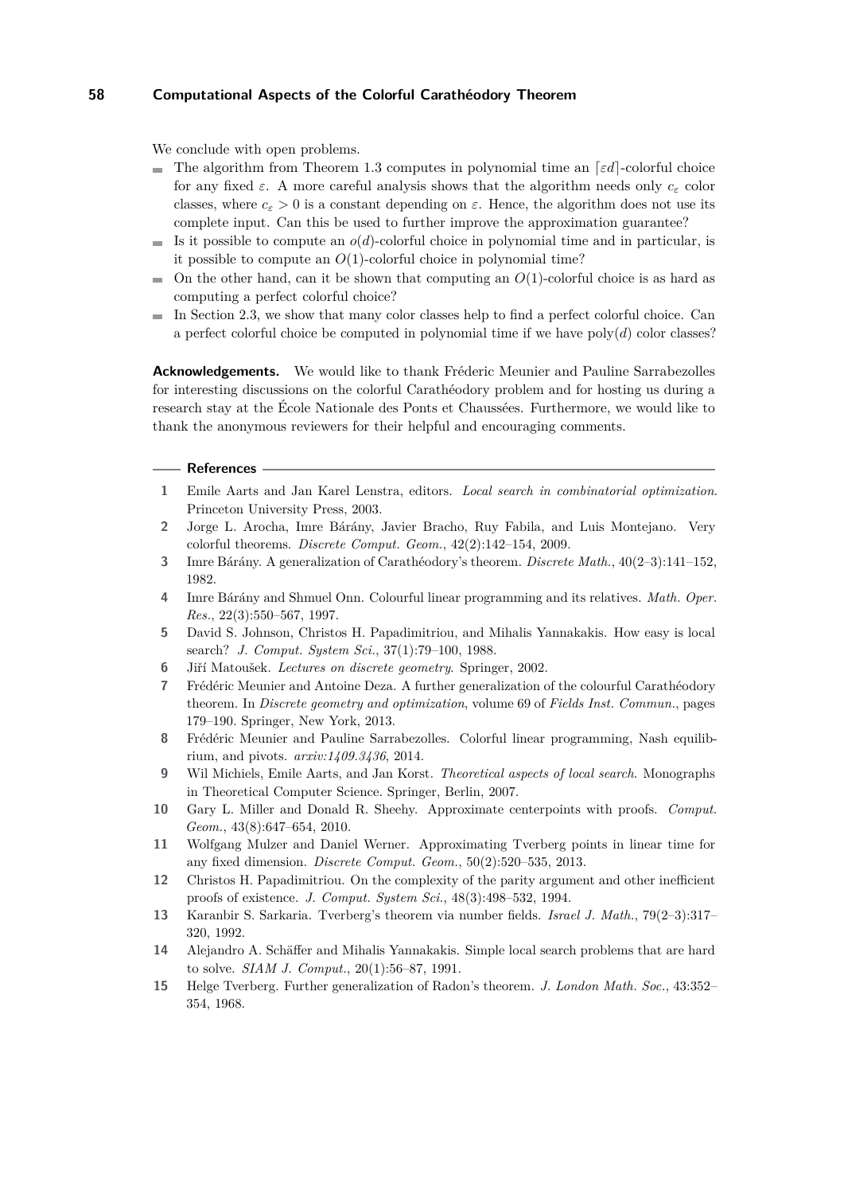We conclude with open problems.

- The algorithm from Theorem 1.3 computes in polynomial time an $\lceil \varepsilon d \rceil$-colorful choice for any fixed $\varepsilon$. A more careful analysis shows that the algorithm needs only $c_\varepsilon$ color classes, where $c_\varepsilon > 0$ is a constant depending on $\varepsilon$. Hence, the algorithm does not use its complete input. Can this be used to further improve the approximation guarantee?
- Is it possible to compute an $o(d)$-colorful choice in polynomial time and in particular, is it possible to compute an $O(1)$-colorful choice in polynomial time?
- On the other hand, can it be shown that computing an $O(1)$-colorful choice is as hard as computing a perfect colorful choice?
- In Section 2.3, we show that many color classes help to find a perfect colorful choice. Can a perfect colorful choice be computed in polynomial time if we have $\text{poly}(d)$ color classes?

**Acknowledgements.** We would like to thank Fréderic Meunier and Pauline Sarrabezolles for interesting discussions on the colorful Carathéodory problem and for hosting us during a research stay at the École Nationale des Ponts et Chaussées. Furthermore, we would like to thank the anonymous reviewers for their helpful and encouraging comments.

## References

1. Emile Aarts and Jan Karel Lenstra, editors. *Local search in combinatorial optimization*. Princeton University Press, 2003.
2. Jorge L. Arocha, Imre Bárány, Javier Bracho, Ruy Fabila, and Luis Montejano. Very colorful theorems. *Discrete Comput. Geom.*, 42(2):142–154, 2009.
3. Imre Bárány. A generalization of Carathéodory's theorem. *Discrete Math.*, 40(2–3):141–152, 1982.
4. Imre Bárány and Shmuel Onn. Colourful linear programming and its relatives. *Math. Oper. Res.*, 22(3):550–567, 1997.
5. David S. Johnson, Christos H. Papadimitriou, and Mihalis Yannakakis. How easy is local search? *J. Comput. System Sci.*, 37(1):79–100, 1988.
6. Jiří Matoušek. *Lectures on discrete geometry*. Springer, 2002.
7. Frédéric Meunier and Antoine Deza. A further generalization of the colourful Carathéodory theorem. In *Discrete geometry and optimization*, volume 69 of *Fields Inst. Commun.*, pages 179–190. Springer, New York, 2013.
8. Frédéric Meunier and Pauline Sarrabezolles. Colorful linear programming, Nash equilibrium, and pivots. *arxiv:1409.3436*, 2014.
9. Wil Michiels, Emile Aarts, and Jan Korst. *Theoretical aspects of local search*. Monographs in Theoretical Computer Science. Springer, Berlin, 2007.
10. Gary L. Miller and Donald R. Sheehy. Approximate centerpoints with proofs. *Comput. Geom.*, 43(8):647–654, 2010.
11. Wolfgang Mulzer and Daniel Werner. Approximating Tverberg points in linear time for any fixed dimension. *Discrete Comput. Geom.*, 50(2):520–535, 2013.
12. Christos H. Papadimitriou. On the complexity of the parity argument and other inefficient proofs of existence. *J. Comput. System Sci.*, 48(3):498–532, 1994.
13. Karanbir S. Sarkaria. Tverberg's theorem via number fields. *Israel J. Math.*, 79(2–3):317–320, 1992.
14. Alejandro A. Schäffer and Mihalis Yannakakis. Simple local search problems that are hard to solve. *SIAM J. Comput.*, 20(1):56–87, 1991.
15. Helge Tverberg. Further generalization of Radon's theorem. *J. London Math. Soc.*, 43:352–354, 1968.